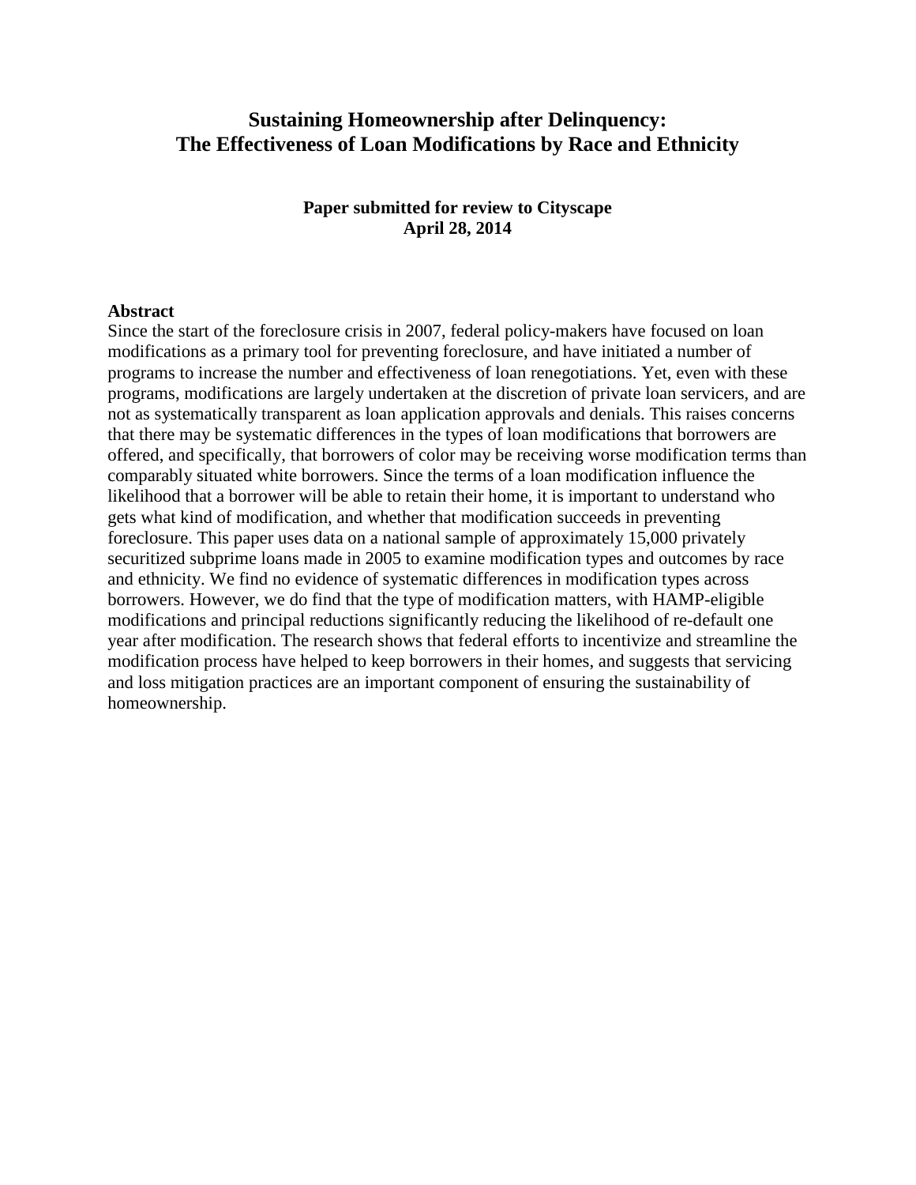# Sustaining Homeownership after Delinquency: The Effectiveness of Loan Modifications by Race and Ethnicity

**Paper submitted for review to Cityscape**
**April 28, 2014**

**Abstract**

Since the start of the foreclosure crisis in 2007, federal policy-makers have focused on loan modifications as a primary tool for preventing foreclosure, and have initiated a number of programs to increase the number and effectiveness of loan renegotiations. Yet, even with these programs, modifications are largely undertaken at the discretion of private loan servicers, and are not as systematically transparent as loan application approvals and denials. This raises concerns that there may be systematic differences in the types of loan modifications that borrowers are offered, and specifically, that borrowers of color may be receiving worse modification terms than comparably situated white borrowers. Since the terms of a loan modification influence the likelihood that a borrower will be able to retain their home, it is important to understand who gets what kind of modification, and whether that modification succeeds in preventing foreclosure. This paper uses data on a national sample of approximately 15,000 privately securitized subprime loans made in 2005 to examine modification types and outcomes by race and ethnicity. We find no evidence of systematic differences in modification types across borrowers. However, we do find that the type of modification matters, with HAMP-eligible modifications and principal reductions significantly reducing the likelihood of re-default one year after modification. The research shows that federal efforts to incentivize and streamline the modification process have helped to keep borrowers in their homes, and suggests that servicing and loss mitigation practices are an important component of ensuring the sustainability of homeownership.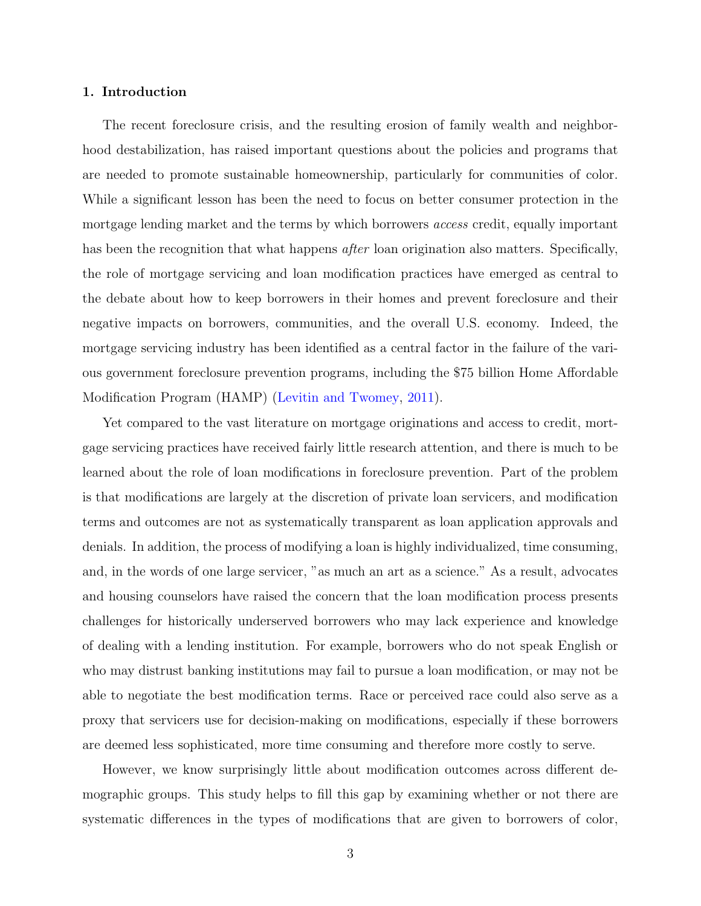## 1. Introduction

The recent foreclosure crisis, and the resulting erosion of family wealth and neighborhood destabilization, has raised important questions about the policies and programs that are needed to promote sustainable homeownership, particularly for communities of color. While a significant lesson has been the need to focus on better consumer protection in the mortgage lending market and the terms by which borrowers *access* credit, equally important has been the recognition that what happens *after* loan origination also matters. Specifically, the role of mortgage servicing and loan modification practices have emerged as central to the debate about how to keep borrowers in their homes and prevent foreclosure and their negative impacts on borrowers, communities, and the overall U.S. economy. Indeed, the mortgage servicing industry has been identified as a central factor in the failure of the various government foreclosure prevention programs, including the $75 billion Home Affordable Modification Program (HAMP) (Levitin and Twomey, 2011).

Yet compared to the vast literature on mortgage originations and access to credit, mortgage servicing practices have received fairly little research attention, and there is much to be learned about the role of loan modifications in foreclosure prevention. Part of the problem is that modifications are largely at the discretion of private loan servicers, and modification terms and outcomes are not as systematically transparent as loan application approvals and denials. In addition, the process of modifying a loan is highly individualized, time consuming, and, in the words of one large servicer, "as much an art as a science." As a result, advocates and housing counselors have raised the concern that the loan modification process presents challenges for historically underserved borrowers who may lack experience and knowledge of dealing with a lending institution. For example, borrowers who do not speak English or who may distrust banking institutions may fail to pursue a loan modification, or may not be able to negotiate the best modification terms. Race or perceived race could also serve as a proxy that servicers use for decision-making on modifications, especially if these borrowers are deemed less sophisticated, more time consuming and therefore more costly to serve.

However, we know surprisingly little about modification outcomes across different demographic groups. This study helps to fill this gap by examining whether or not there are systematic differences in the types of modifications that are given to borrowers of color,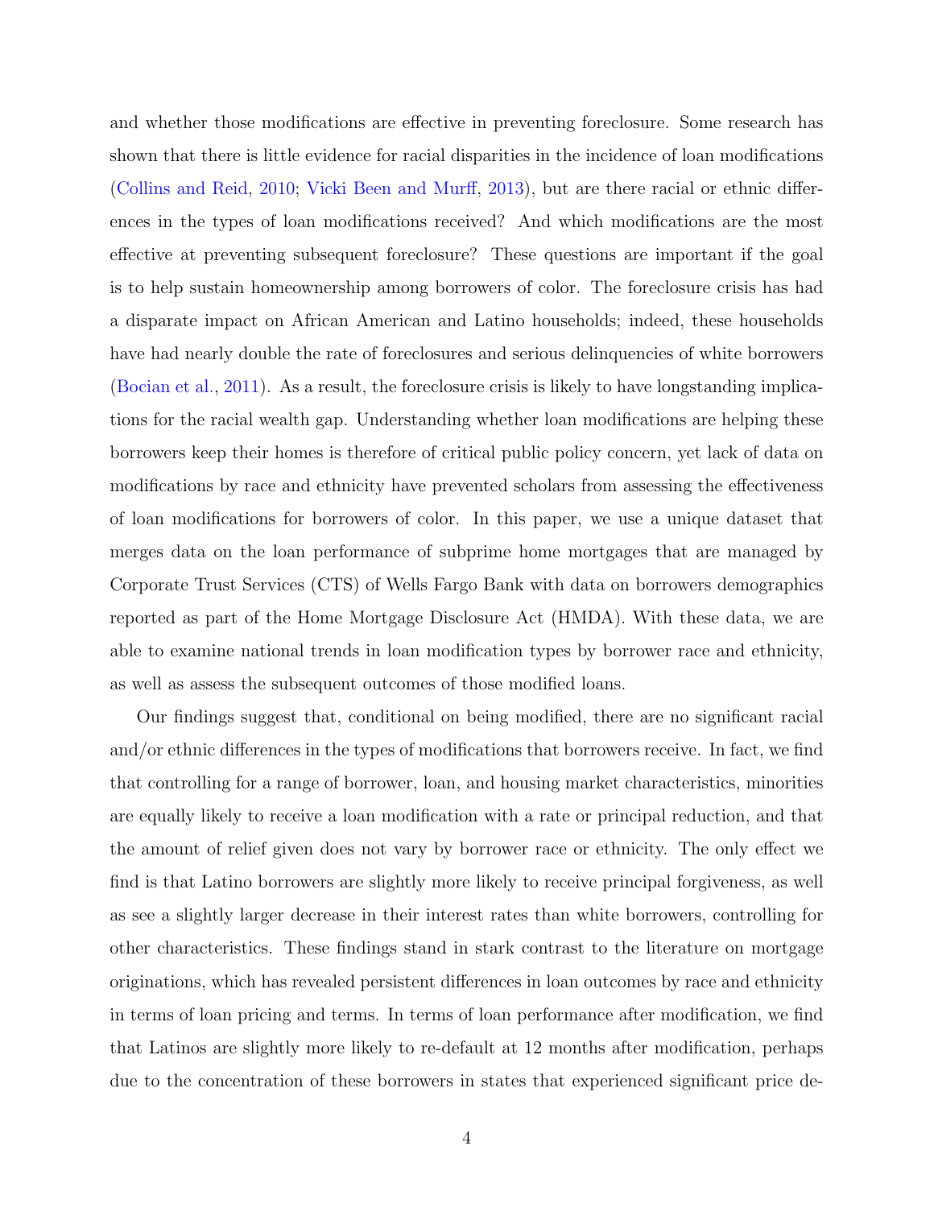and whether those modifications are effective in preventing foreclosure. Some research has shown that there is little evidence for racial disparities in the incidence of loan modifications (Collins and Reid, 2010; Vicki Been and Murff, 2013), but are there racial or ethnic differences in the types of loan modifications received? And which modifications are the most effective at preventing subsequent foreclosure? These questions are important if the goal is to help sustain homeownership among borrowers of color. The foreclosure crisis has had a disparate impact on African American and Latino households; indeed, these households have had nearly double the rate of foreclosures and serious delinquencies of white borrowers (Bocian et al., 2011). As a result, the foreclosure crisis is likely to have longstanding implications for the racial wealth gap. Understanding whether loan modifications are helping these borrowers keep their homes is therefore of critical public policy concern, yet lack of data on modifications by race and ethnicity have prevented scholars from assessing the effectiveness of loan modifications for borrowers of color. In this paper, we use a unique dataset that merges data on the loan performance of subprime home mortgages that are managed by Corporate Trust Services (CTS) of Wells Fargo Bank with data on borrowers demographics reported as part of the Home Mortgage Disclosure Act (HMDA). With these data, we are able to examine national trends in loan modification types by borrower race and ethnicity, as well as assess the subsequent outcomes of those modified loans.

Our findings suggest that, conditional on being modified, there are no significant racial and/or ethnic differences in the types of modifications that borrowers receive. In fact, we find that controlling for a range of borrower, loan, and housing market characteristics, minorities are equally likely to receive a loan modification with a rate or principal reduction, and that the amount of relief given does not vary by borrower race or ethnicity. The only effect we find is that Latino borrowers are slightly more likely to receive principal forgiveness, as well as see a slightly larger decrease in their interest rates than white borrowers, controlling for other characteristics. These findings stand in stark contrast to the literature on mortgage originations, which has revealed persistent differences in loan outcomes by race and ethnicity in terms of loan pricing and terms. In terms of loan performance after modification, we find that Latinos are slightly more likely to re-default at 12 months after modification, perhaps due to the concentration of these borrowers in states that experienced significant price de-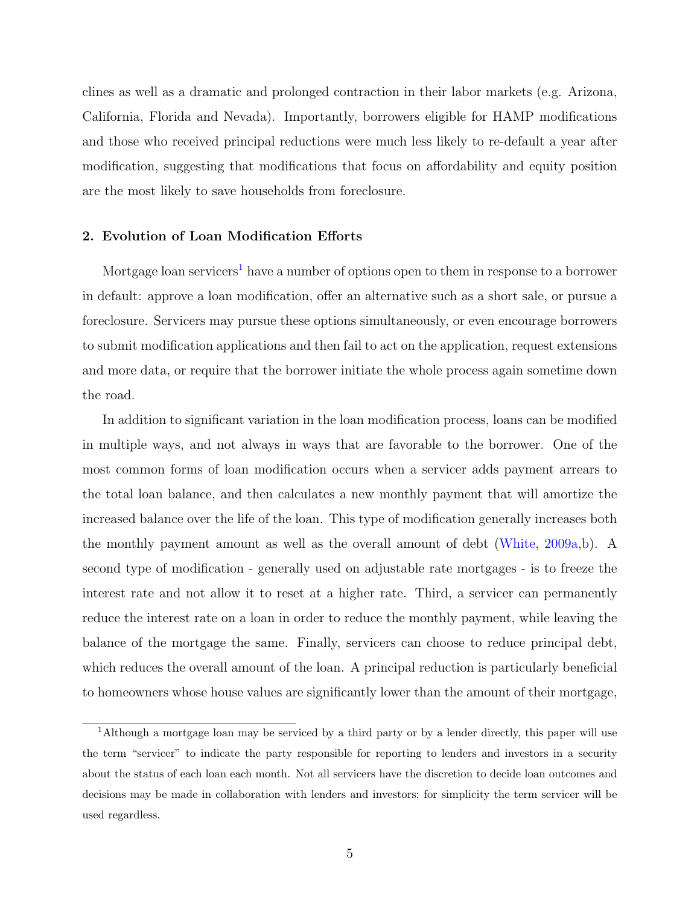clines as well as a dramatic and prolonged contraction in their labor markets (e.g. Arizona, California, Florida and Nevada). Importantly, borrowers eligible for HAMP modifications and those who received principal reductions were much less likely to re-default a year after modification, suggesting that modifications that focus on affordability and equity position are the most likely to save households from foreclosure.

## 2. Evolution of Loan Modification Efforts

Mortgage loan servicers[1] have a number of options open to them in response to a borrower in default: approve a loan modification, offer an alternative such as a short sale, or pursue a foreclosure. Servicers may pursue these options simultaneously, or even encourage borrowers to submit modification applications and then fail to act on the application, request extensions and more data, or require that the borrower initiate the whole process again sometime down the road.

In addition to significant variation in the loan modification process, loans can be modified in multiple ways, and not always in ways that are favorable to the borrower. One of the most common forms of loan modification occurs when a servicer adds payment arrears to the total loan balance, and then calculates a new monthly payment that will amortize the increased balance over the life of the loan. This type of modification generally increases both the monthly payment amount as well as the overall amount of debt (White, 2009a,b). A second type of modification - generally used on adjustable rate mortgages - is to freeze the interest rate and not allow it to reset at a higher rate. Third, a servicer can permanently reduce the interest rate on a loan in order to reduce the monthly payment, while leaving the balance of the mortgage the same. Finally, servicers can choose to reduce principal debt, which reduces the overall amount of the loan. A principal reduction is particularly beneficial to homeowners whose house values are significantly lower than the amount of their mortgage,

[1] Although a mortgage loan may be serviced by a third party or by a lender directly, this paper will use the term "servicer" to indicate the party responsible for reporting to lenders and investors in a security about the status of each loan each month. Not all servicers have the discretion to decide loan outcomes and decisions may be made in collaboration with lenders and investors; for simplicity the term servicer will be used regardless.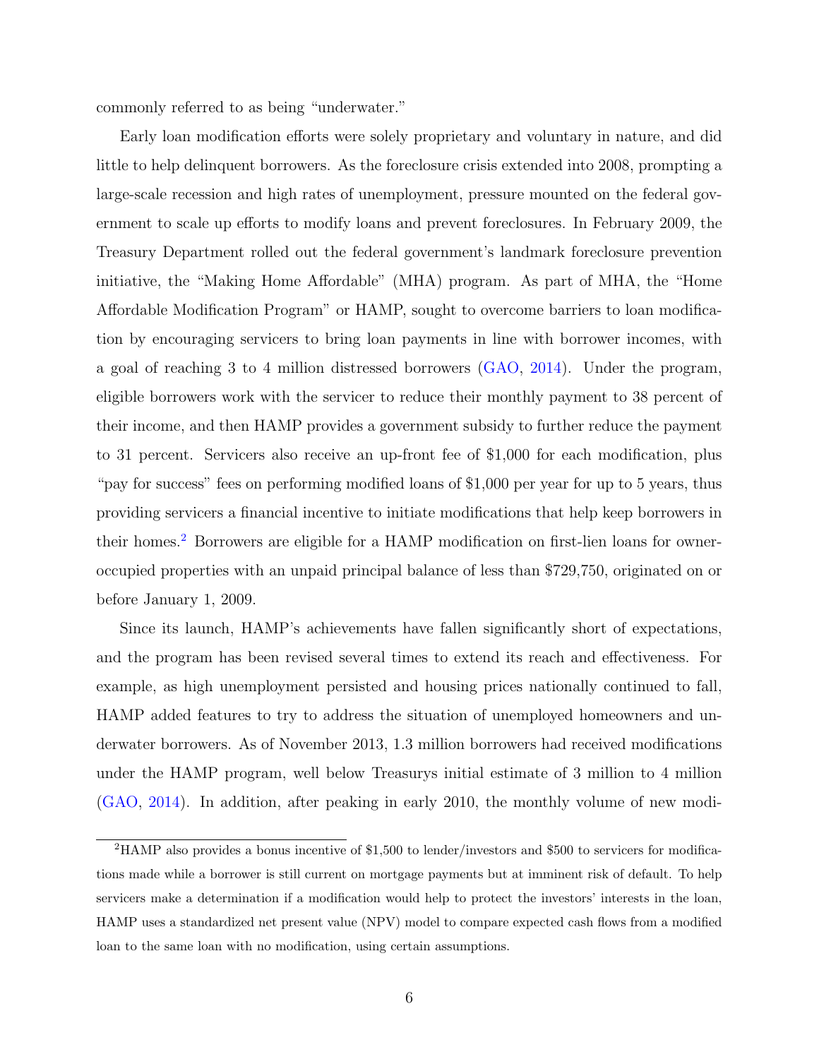commonly referred to as being "underwater."

Early loan modification efforts were solely proprietary and voluntary in nature, and did little to help delinquent borrowers. As the foreclosure crisis extended into 2008, prompting a large-scale recession and high rates of unemployment, pressure mounted on the federal government to scale up efforts to modify loans and prevent foreclosures. In February 2009, the Treasury Department rolled out the federal government's landmark foreclosure prevention initiative, the "Making Home Affordable" (MHA) program. As part of MHA, the "Home Affordable Modification Program" or HAMP, sought to overcome barriers to loan modification by encouraging servicers to bring loan payments in line with borrower incomes, with a goal of reaching 3 to 4 million distressed borrowers (GAO, 2014). Under the program, eligible borrowers work with the servicer to reduce their monthly payment to 38 percent of their income, and then HAMP provides a government subsidy to further reduce the payment to 31 percent. Servicers also receive an up-front fee of $1,000 for each modification, plus "pay for success" fees on performing modified loans of $1,000 per year for up to 5 years, thus providing servicers a financial incentive to initiate modifications that help keep borrowers in their homes.[2] Borrowers are eligible for a HAMP modification on first-lien loans for owner-occupied properties with an unpaid principal balance of less than $729,750, originated on or before January 1, 2009.

Since its launch, HAMP's achievements have fallen significantly short of expectations, and the program has been revised several times to extend its reach and effectiveness. For example, as high unemployment persisted and housing prices nationally continued to fall, HAMP added features to try to address the situation of unemployed homeowners and underwater borrowers. As of November 2013, 1.3 million borrowers had received modifications under the HAMP program, well below Treasurys initial estimate of 3 million to 4 million (GAO, 2014). In addition, after peaking in early 2010, the monthly volume of new modi-

[2] HAMP also provides a bonus incentive of $1,500 to lender/investors and $500 to servicers for modifications made while a borrower is still current on mortgage payments but at imminent risk of default. To help servicers make a determination if a modification would help to protect the investors' interests in the loan, HAMP uses a standardized net present value (NPV) model to compare expected cash flows from a modified loan to the same loan with no modification, using certain assumptions.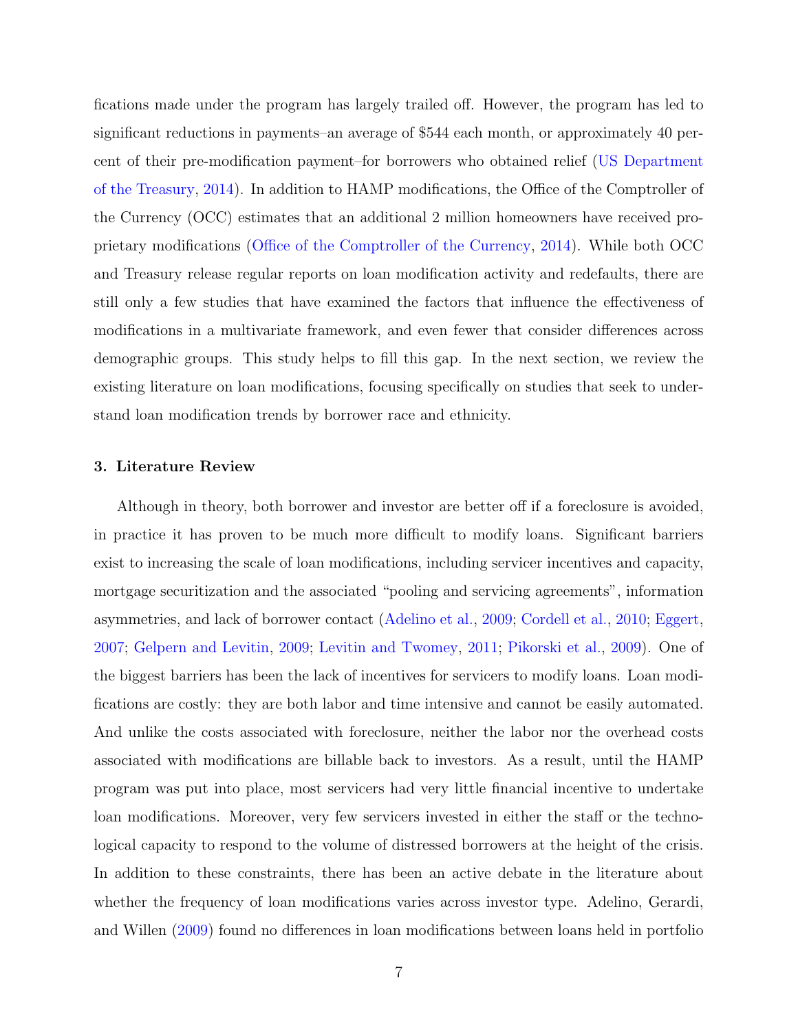fications made under the program has largely trailed off. However, the program has led to significant reductions in payments–an average of $544 each month, or approximately 40 percent of their pre-modification payment–for borrowers who obtained relief (US Department of the Treasury, 2014). In addition to HAMP modifications, the Office of the Comptroller of the Currency (OCC) estimates that an additional 2 million homeowners have received proprietary modifications (Office of the Comptroller of the Currency, 2014). While both OCC and Treasury release regular reports on loan modification activity and redefaults, there are still only a few studies that have examined the factors that influence the effectiveness of modifications in a multivariate framework, and even fewer that consider differences across demographic groups. This study helps to fill this gap. In the next section, we review the existing literature on loan modifications, focusing specifically on studies that seek to understand loan modification trends by borrower race and ethnicity.

## 3. Literature Review

Although in theory, both borrower and investor are better off if a foreclosure is avoided, in practice it has proven to be much more difficult to modify loans. Significant barriers exist to increasing the scale of loan modifications, including servicer incentives and capacity, mortgage securitization and the associated "pooling and servicing agreements", information asymmetries, and lack of borrower contact (Adelino et al., 2009; Cordell et al., 2010; Eggert, 2007; Gelpern and Levitin, 2009; Levitin and Twomey, 2011; Pikorski et al., 2009). One of the biggest barriers has been the lack of incentives for servicers to modify loans. Loan modifications are costly: they are both labor and time intensive and cannot be easily automated. And unlike the costs associated with foreclosure, neither the labor nor the overhead costs associated with modifications are billable back to investors. As a result, until the HAMP program was put into place, most servicers had very little financial incentive to undertake loan modifications. Moreover, very few servicers invested in either the staff or the technological capacity to respond to the volume of distressed borrowers at the height of the crisis. In addition to these constraints, there has been an active debate in the literature about whether the frequency of loan modifications varies across investor type. Adelino, Gerardi, and Willen (2009) found no differences in loan modifications between loans held in portfolio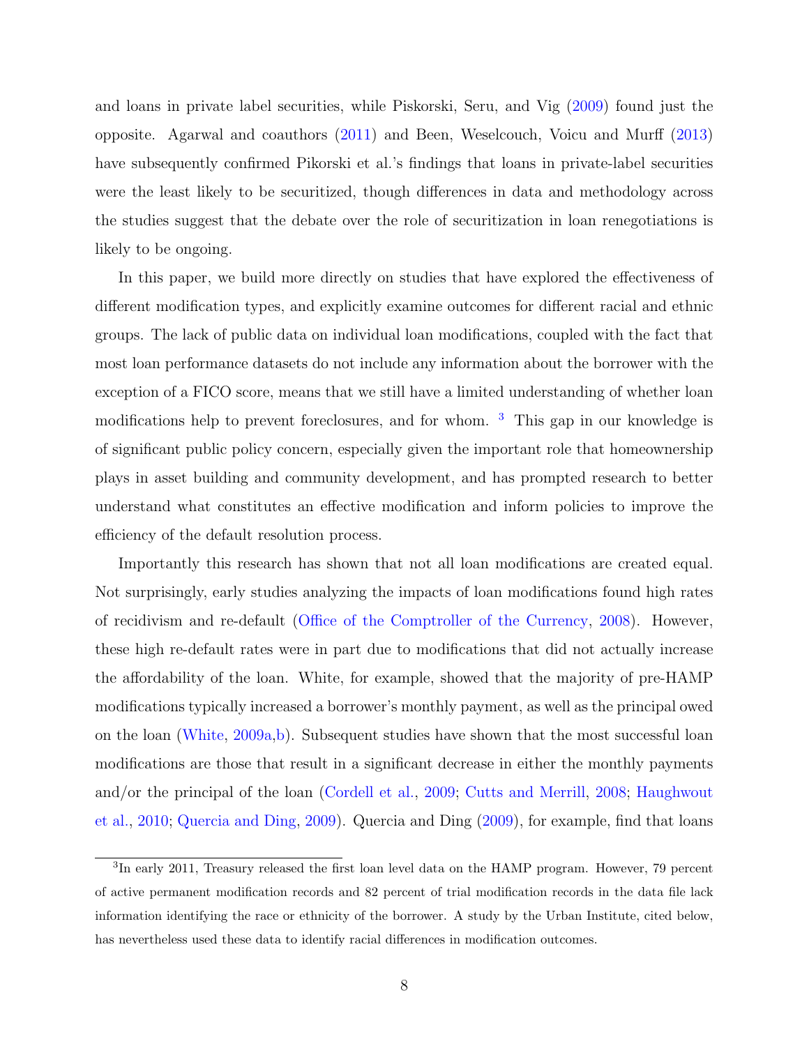and loans in private label securities, while Piskorski, Seru, and Vig (2009) found just the opposite. Agarwal and coauthors (2011) and Been, Weselcouch, Voicu and Murff (2013) have subsequently confirmed Pikorski et al.'s findings that loans in private-label securities were the least likely to be securitized, though differences in data and methodology across the studies suggest that the debate over the role of securitization in loan renegotiations is likely to be ongoing.

In this paper, we build more directly on studies that have explored the effectiveness of different modification types, and explicitly examine outcomes for different racial and ethnic groups. The lack of public data on individual loan modifications, coupled with the fact that most loan performance datasets do not include any information about the borrower with the exception of a FICO score, means that we still have a limited understanding of whether loan modifications help to prevent foreclosures, and for whom. [3] This gap in our knowledge is of significant public policy concern, especially given the important role that homeownership plays in asset building and community development, and has prompted research to better understand what constitutes an effective modification and inform policies to improve the efficiency of the default resolution process.

Importantly this research has shown that not all loan modifications are created equal. Not surprisingly, early studies analyzing the impacts of loan modifications found high rates of recidivism and re-default (Office of the Comptroller of the Currency, 2008). However, these high re-default rates were in part due to modifications that did not actually increase the affordability of the loan. White, for example, showed that the majority of pre-HAMP modifications typically increased a borrower's monthly payment, as well as the principal owed on the loan (White, 2009a,b). Subsequent studies have shown that the most successful loan modifications are those that result in a significant decrease in either the monthly payments and/or the principal of the loan (Cordell et al., 2009; Cutts and Merrill, 2008; Haughwout et al., 2010; Quercia and Ding, 2009). Quercia and Ding (2009), for example, find that loans

[3] In early 2011, Treasury released the first loan level data on the HAMP program. However, 79 percent of active permanent modification records and 82 percent of trial modification records in the data file lack information identifying the race or ethnicity of the borrower. A study by the Urban Institute, cited below, has nevertheless used these data to identify racial differences in modification outcomes.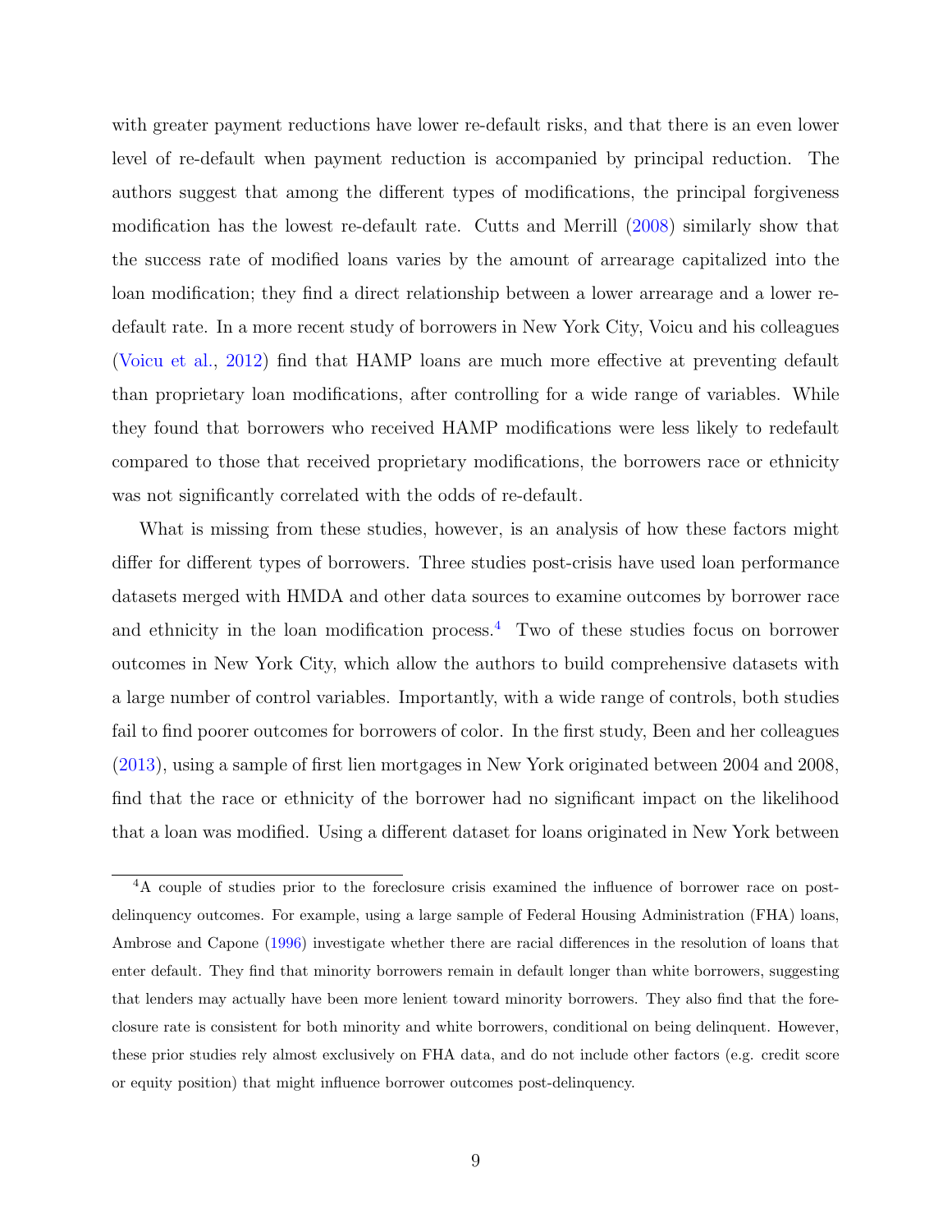with greater payment reductions have lower re-default risks, and that there is an even lower level of re-default when payment reduction is accompanied by principal reduction. The authors suggest that among the different types of modifications, the principal forgiveness modification has the lowest re-default rate. Cutts and Merrill (2008) similarly show that the success rate of modified loans varies by the amount of arrearage capitalized into the loan modification; they find a direct relationship between a lower arrearage and a lower re-default rate. In a more recent study of borrowers in New York City, Voicu and his colleagues (Voicu et al., 2012) find that HAMP loans are much more effective at preventing default than proprietary loan modifications, after controlling for a wide range of variables. While they found that borrowers who received HAMP modifications were less likely to redefault compared to those that received proprietary modifications, the borrowers race or ethnicity was not significantly correlated with the odds of re-default.

What is missing from these studies, however, is an analysis of how these factors might differ for different types of borrowers. Three studies post-crisis have used loan performance datasets merged with HMDA and other data sources to examine outcomes by borrower race and ethnicity in the loan modification process.[4] Two of these studies focus on borrower outcomes in New York City, which allow the authors to build comprehensive datasets with a large number of control variables. Importantly, with a wide range of controls, both studies fail to find poorer outcomes for borrowers of color. In the first study, Been and her colleagues (2013), using a sample of first lien mortgages in New York originated between 2004 and 2008, find that the race or ethnicity of the borrower had no significant impact on the likelihood that a loan was modified. Using a different dataset for loans originated in New York between

[4] A couple of studies prior to the foreclosure crisis examined the influence of borrower race on post-delinquency outcomes. For example, using a large sample of Federal Housing Administration (FHA) loans, Ambrose and Capone (1996) investigate whether there are racial differences in the resolution of loans that enter default. They find that minority borrowers remain in default longer than white borrowers, suggesting that lenders may actually have been more lenient toward minority borrowers. They also find that the foreclosure rate is consistent for both minority and white borrowers, conditional on being delinquent. However, these prior studies rely almost exclusively on FHA data, and do not include other factors (e.g. credit score or equity position) that might influence borrower outcomes post-delinquency.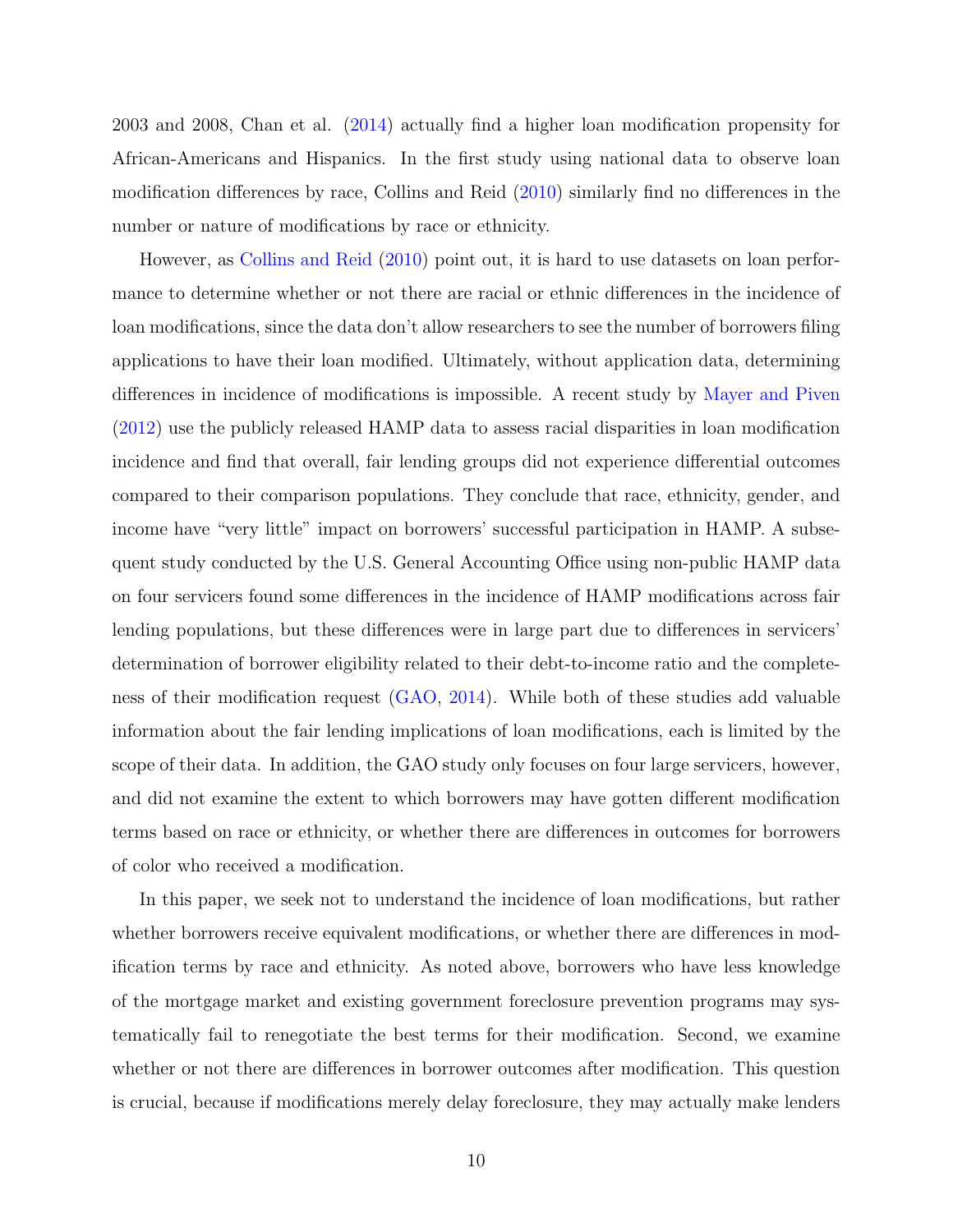2003 and 2008, Chan et al. (2014) actually find a higher loan modification propensity for African-Americans and Hispanics. In the first study using national data to observe loan modification differences by race, Collins and Reid (2010) similarly find no differences in the number or nature of modifications by race or ethnicity.

However, as Collins and Reid (2010) point out, it is hard to use datasets on loan performance to determine whether or not there are racial or ethnic differences in the incidence of loan modifications, since the data don't allow researchers to see the number of borrowers filing applications to have their loan modified. Ultimately, without application data, determining differences in incidence of modifications is impossible. A recent study by Mayer and Piven (2012) use the publicly released HAMP data to assess racial disparities in loan modification incidence and find that overall, fair lending groups did not experience differential outcomes compared to their comparison populations. They conclude that race, ethnicity, gender, and income have "very little" impact on borrowers' successful participation in HAMP. A subsequent study conducted by the U.S. General Accounting Office using non-public HAMP data on four servicers found some differences in the incidence of HAMP modifications across fair lending populations, but these differences were in large part due to differences in servicers' determination of borrower eligibility related to their debt-to-income ratio and the completeness of their modification request (GAO, 2014). While both of these studies add valuable information about the fair lending implications of loan modifications, each is limited by the scope of their data. In addition, the GAO study only focuses on four large servicers, however, and did not examine the extent to which borrowers may have gotten different modification terms based on race or ethnicity, or whether there are differences in outcomes for borrowers of color who received a modification.

In this paper, we seek not to understand the incidence of loan modifications, but rather whether borrowers receive equivalent modifications, or whether there are differences in modification terms by race and ethnicity. As noted above, borrowers who have less knowledge of the mortgage market and existing government foreclosure prevention programs may systematically fail to renegotiate the best terms for their modification. Second, we examine whether or not there are differences in borrower outcomes after modification. This question is crucial, because if modifications merely delay foreclosure, they may actually make lenders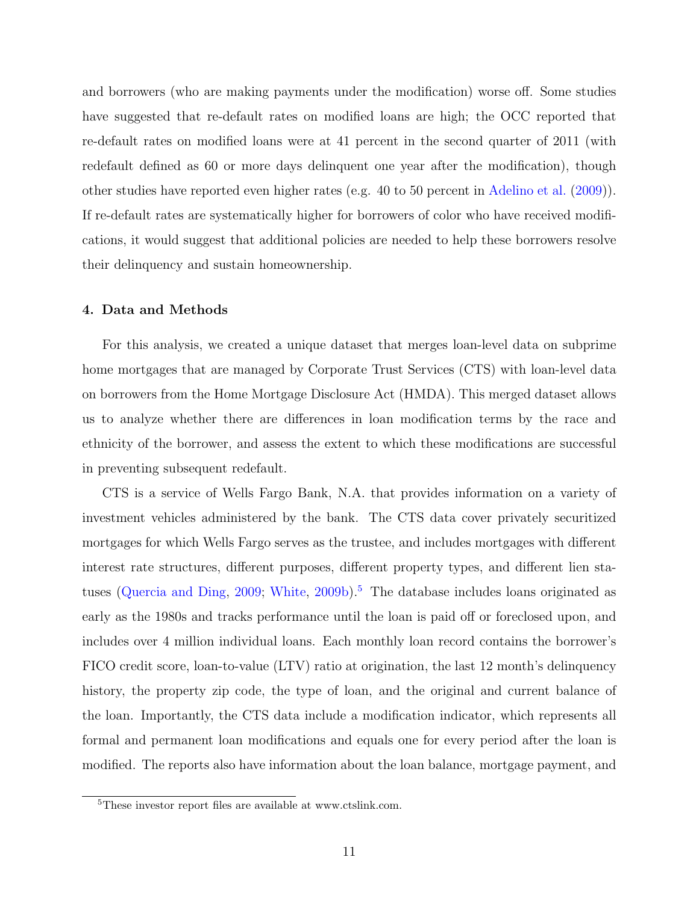and borrowers (who are making payments under the modification) worse off. Some studies have suggested that re-default rates on modified loans are high; the OCC reported that re-default rates on modified loans were at 41 percent in the second quarter of 2011 (with redefault defined as 60 or more days delinquent one year after the modification), though other studies have reported even higher rates (e.g. 40 to 50 percent in Adelino et al. (2009)). If re-default rates are systematically higher for borrowers of color who have received modifications, it would suggest that additional policies are needed to help these borrowers resolve their delinquency and sustain homeownership.

### 4. Data and Methods

For this analysis, we created a unique dataset that merges loan-level data on subprime home mortgages that are managed by Corporate Trust Services (CTS) with loan-level data on borrowers from the Home Mortgage Disclosure Act (HMDA). This merged dataset allows us to analyze whether there are differences in loan modification terms by the race and ethnicity of the borrower, and assess the extent to which these modifications are successful in preventing subsequent redefault.

CTS is a service of Wells Fargo Bank, N.A. that provides information on a variety of investment vehicles administered by the bank. The CTS data cover privately securitized mortgages for which Wells Fargo serves as the trustee, and includes mortgages with different interest rate structures, different purposes, different property types, and different lien statuses (Quercia and Ding, 2009; White, 2009b).[5] The database includes loans originated as early as the 1980s and tracks performance until the loan is paid off or foreclosed upon, and includes over 4 million individual loans. Each monthly loan record contains the borrower's FICO credit score, loan-to-value (LTV) ratio at origination, the last 12 month's delinquency history, the property zip code, the type of loan, and the original and current balance of the loan. Importantly, the CTS data include a modification indicator, which represents all formal and permanent loan modifications and equals one for every period after the loan is modified. The reports also have information about the loan balance, mortgage payment, and

[5] These investor report files are available at www.ctslink.com.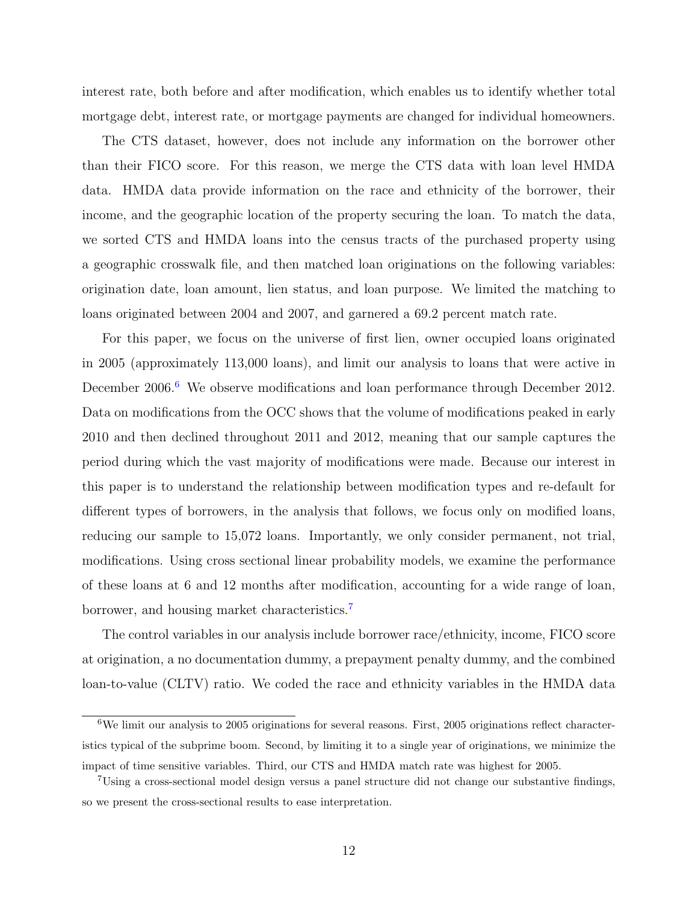interest rate, both before and after modification, which enables us to identify whether total mortgage debt, interest rate, or mortgage payments are changed for individual homeowners.

The CTS dataset, however, does not include any information on the borrower other than their FICO score. For this reason, we merge the CTS data with loan level HMDA data. HMDA data provide information on the race and ethnicity of the borrower, their income, and the geographic location of the property securing the loan. To match the data, we sorted CTS and HMDA loans into the census tracts of the purchased property using a geographic crosswalk file, and then matched loan originations on the following variables: origination date, loan amount, lien status, and loan purpose. We limited the matching to loans originated between 2004 and 2007, and garnered a 69.2 percent match rate.

For this paper, we focus on the universe of first lien, owner occupied loans originated in 2005 (approximately 113,000 loans), and limit our analysis to loans that were active in December 2006.[6] We observe modifications and loan performance through December 2012. Data on modifications from the OCC shows that the volume of modifications peaked in early 2010 and then declined throughout 2011 and 2012, meaning that our sample captures the period during which the vast majority of modifications were made. Because our interest in this paper is to understand the relationship between modification types and re-default for different types of borrowers, in the analysis that follows, we focus only on modified loans, reducing our sample to 15,072 loans. Importantly, we only consider permanent, not trial, modifications. Using cross sectional linear probability models, we examine the performance of these loans at 6 and 12 months after modification, accounting for a wide range of loan, borrower, and housing market characteristics.[7]

The control variables in our analysis include borrower race/ethnicity, income, FICO score at origination, a no documentation dummy, a prepayment penalty dummy, and the combined loan-to-value (CLTV) ratio. We coded the race and ethnicity variables in the HMDA data

[6] We limit our analysis to 2005 originations for several reasons. First, 2005 originations reflect characteristics typical of the subprime boom. Second, by limiting it to a single year of originations, we minimize the impact of time sensitive variables. Third, our CTS and HMDA match rate was highest for 2005.

[7] Using a cross-sectional model design versus a panel structure did not change our substantive findings, so we present the cross-sectional results to ease interpretation.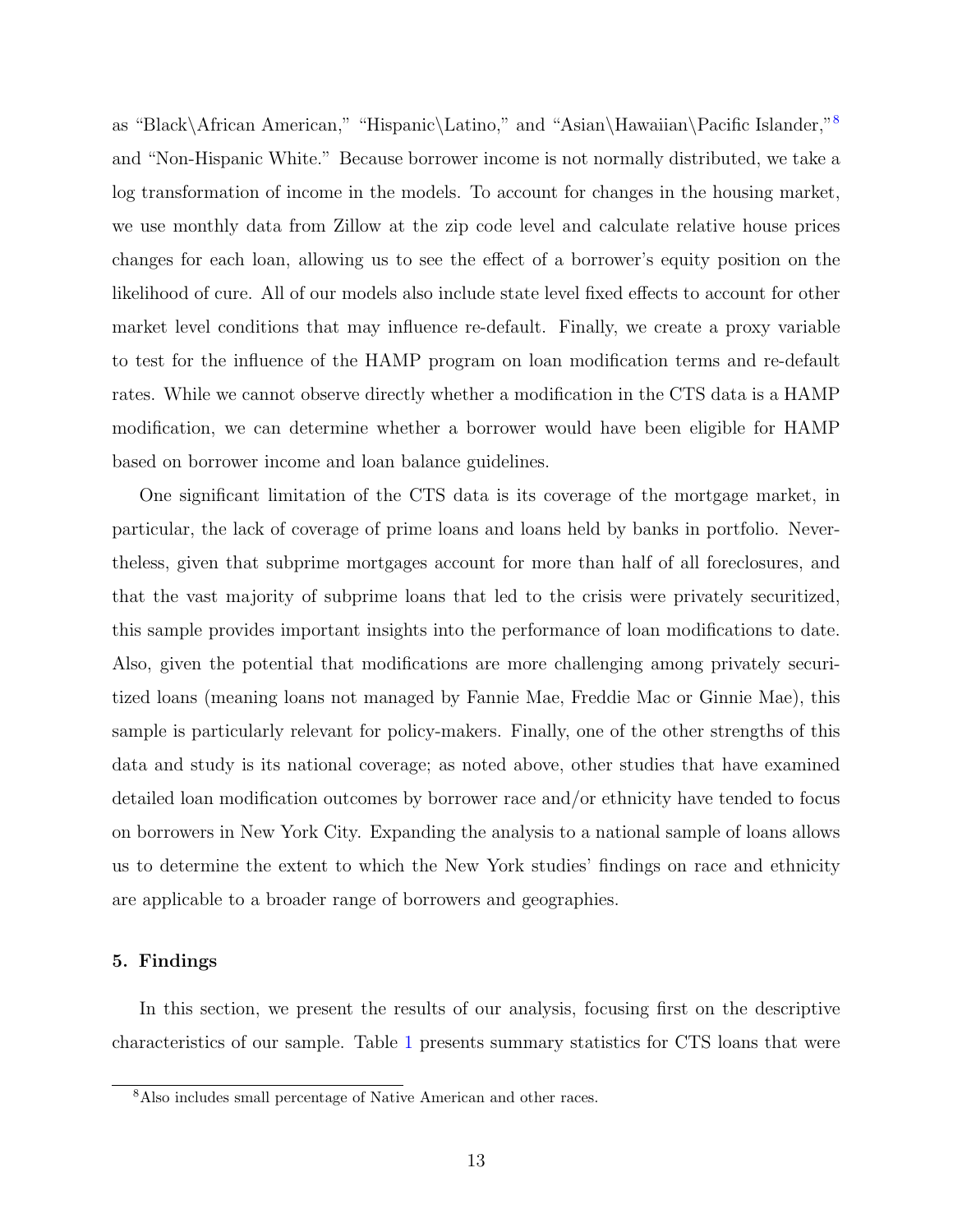as "Black\African American," "Hispanic\Latino," and "Asian\Hawaiian\Pacific Islander,"[8] and "Non-Hispanic White." Because borrower income is not normally distributed, we take a log transformation of income in the models. To account for changes in the housing market, we use monthly data from Zillow at the zip code level and calculate relative house prices changes for each loan, allowing us to see the effect of a borrower's equity position on the likelihood of cure. All of our models also include state level fixed effects to account for other market level conditions that may influence re-default. Finally, we create a proxy variable to test for the influence of the HAMP program on loan modification terms and re-default rates. While we cannot observe directly whether a modification in the CTS data is a HAMP modification, we can determine whether a borrower would have been eligible for HAMP based on borrower income and loan balance guidelines.

One significant limitation of the CTS data is its coverage of the mortgage market, in particular, the lack of coverage of prime loans and loans held by banks in portfolio. Nevertheless, given that subprime mortgages account for more than half of all foreclosures, and that the vast majority of subprime loans that led to the crisis were privately securitized, this sample provides important insights into the performance of loan modifications to date. Also, given the potential that modifications are more challenging among privately securitized loans (meaning loans not managed by Fannie Mae, Freddie Mac or Ginnie Mae), this sample is particularly relevant for policy-makers. Finally, one of the other strengths of this data and study is its national coverage; as noted above, other studies that have examined detailed loan modification outcomes by borrower race and/or ethnicity have tended to focus on borrowers in New York City. Expanding the analysis to a national sample of loans allows us to determine the extent to which the New York studies' findings on race and ethnicity are applicable to a broader range of borrowers and geographies.

## 5. Findings

In this section, we present the results of our analysis, focusing first on the descriptive characteristics of our sample. Table 1 presents summary statistics for CTS loans that were

[8] Also includes small percentage of Native American and other races.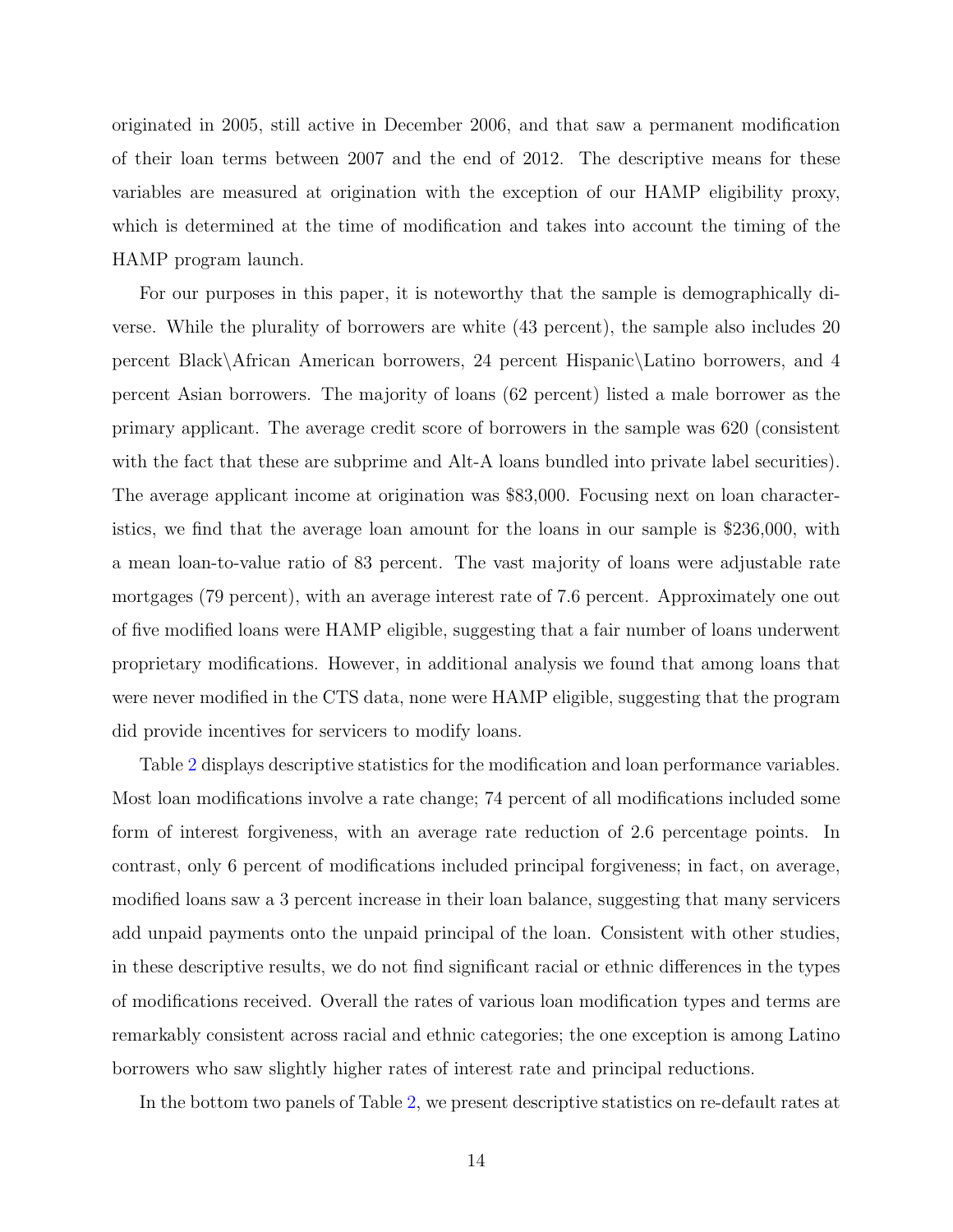originated in 2005, still active in December 2006, and that saw a permanent modification of their loan terms between 2007 and the end of 2012. The descriptive means for these variables are measured at origination with the exception of our HAMP eligibility proxy, which is determined at the time of modification and takes into account the timing of the HAMP program launch.

For our purposes in this paper, it is noteworthy that the sample is demographically diverse. While the plurality of borrowers are white (43 percent), the sample also includes 20 percent Black\African American borrowers, 24 percent Hispanic\Latino borrowers, and 4 percent Asian borrowers. The majority of loans (62 percent) listed a male borrower as the primary applicant. The average credit score of borrowers in the sample was 620 (consistent with the fact that these are subprime and Alt-A loans bundled into private label securities). The average applicant income at origination was $83,000. Focusing next on loan characteristics, we find that the average loan amount for the loans in our sample is $236,000, with a mean loan-to-value ratio of 83 percent. The vast majority of loans were adjustable rate mortgages (79 percent), with an average interest rate of 7.6 percent. Approximately one out of five modified loans were HAMP eligible, suggesting that a fair number of loans underwent proprietary modifications. However, in additional analysis we found that among loans that were never modified in the CTS data, none were HAMP eligible, suggesting that the program did provide incentives for servicers to modify loans.

Table 2 displays descriptive statistics for the modification and loan performance variables. Most loan modifications involve a rate change; 74 percent of all modifications included some form of interest forgiveness, with an average rate reduction of 2.6 percentage points. In contrast, only 6 percent of modifications included principal forgiveness; in fact, on average, modified loans saw a 3 percent increase in their loan balance, suggesting that many servicers add unpaid payments onto the unpaid principal of the loan. Consistent with other studies, in these descriptive results, we do not find significant racial or ethnic differences in the types of modifications received. Overall the rates of various loan modification types and terms are remarkably consistent across racial and ethnic categories; the one exception is among Latino borrowers who saw slightly higher rates of interest rate and principal reductions.

In the bottom two panels of Table 2, we present descriptive statistics on re-default rates at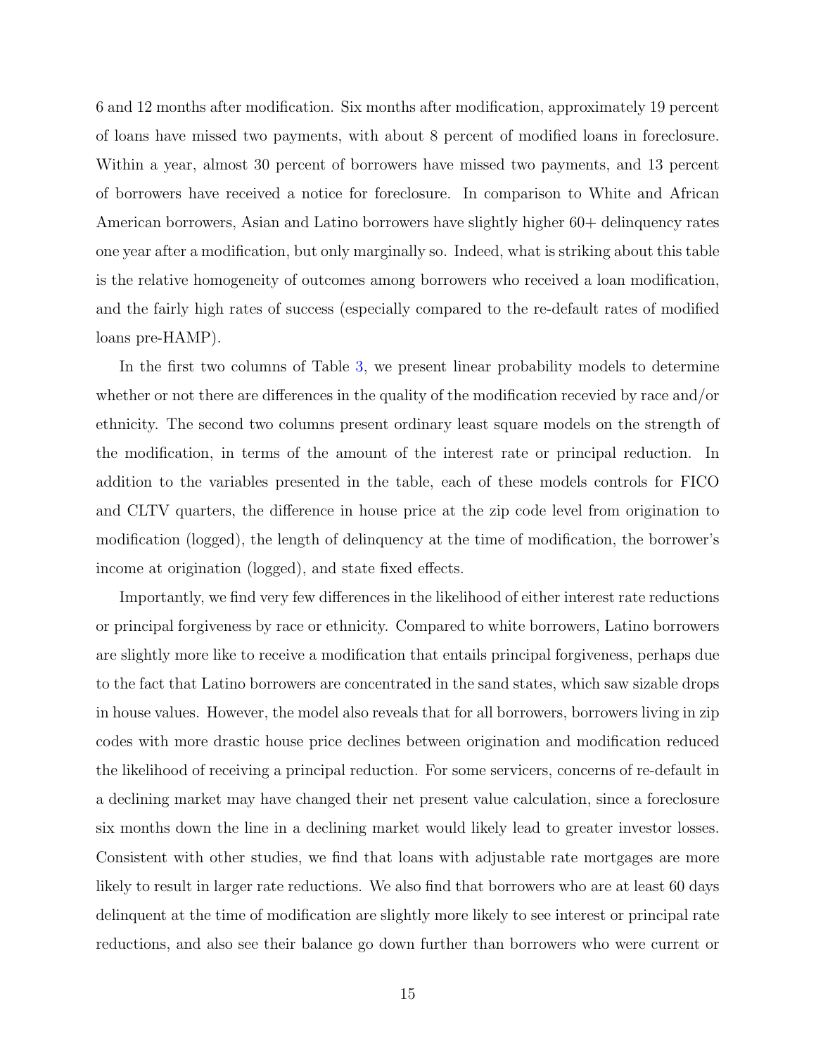6 and 12 months after modification. Six months after modification, approximately 19 percent of loans have missed two payments, with about 8 percent of modified loans in foreclosure. Within a year, almost 30 percent of borrowers have missed two payments, and 13 percent of borrowers have received a notice for foreclosure. In comparison to White and African American borrowers, Asian and Latino borrowers have slightly higher 60+ delinquency rates one year after a modification, but only marginally so. Indeed, what is striking about this table is the relative homogeneity of outcomes among borrowers who received a loan modification, and the fairly high rates of success (especially compared to the re-default rates of modified loans pre-HAMP).

In the first two columns of Table 3, we present linear probability models to determine whether or not there are differences in the quality of the modification recevied by race and/or ethnicity. The second two columns present ordinary least square models on the strength of the modification, in terms of the amount of the interest rate or principal reduction. In addition to the variables presented in the table, each of these models controls for FICO and CLTV quarters, the difference in house price at the zip code level from origination to modification (logged), the length of delinquency at the time of modification, the borrower's income at origination (logged), and state fixed effects.

Importantly, we find very few differences in the likelihood of either interest rate reductions or principal forgiveness by race or ethnicity. Compared to white borrowers, Latino borrowers are slightly more like to receive a modification that entails principal forgiveness, perhaps due to the fact that Latino borrowers are concentrated in the sand states, which saw sizable drops in house values. However, the model also reveals that for all borrowers, borrowers living in zip codes with more drastic house price declines between origination and modification reduced the likelihood of receiving a principal reduction. For some servicers, concerns of re-default in a declining market may have changed their net present value calculation, since a foreclosure six months down the line in a declining market would likely lead to greater investor losses. Consistent with other studies, we find that loans with adjustable rate mortgages are more likely to result in larger rate reductions. We also find that borrowers who are at least 60 days delinquent at the time of modification are slightly more likely to see interest or principal rate reductions, and also see their balance go down further than borrowers who were current or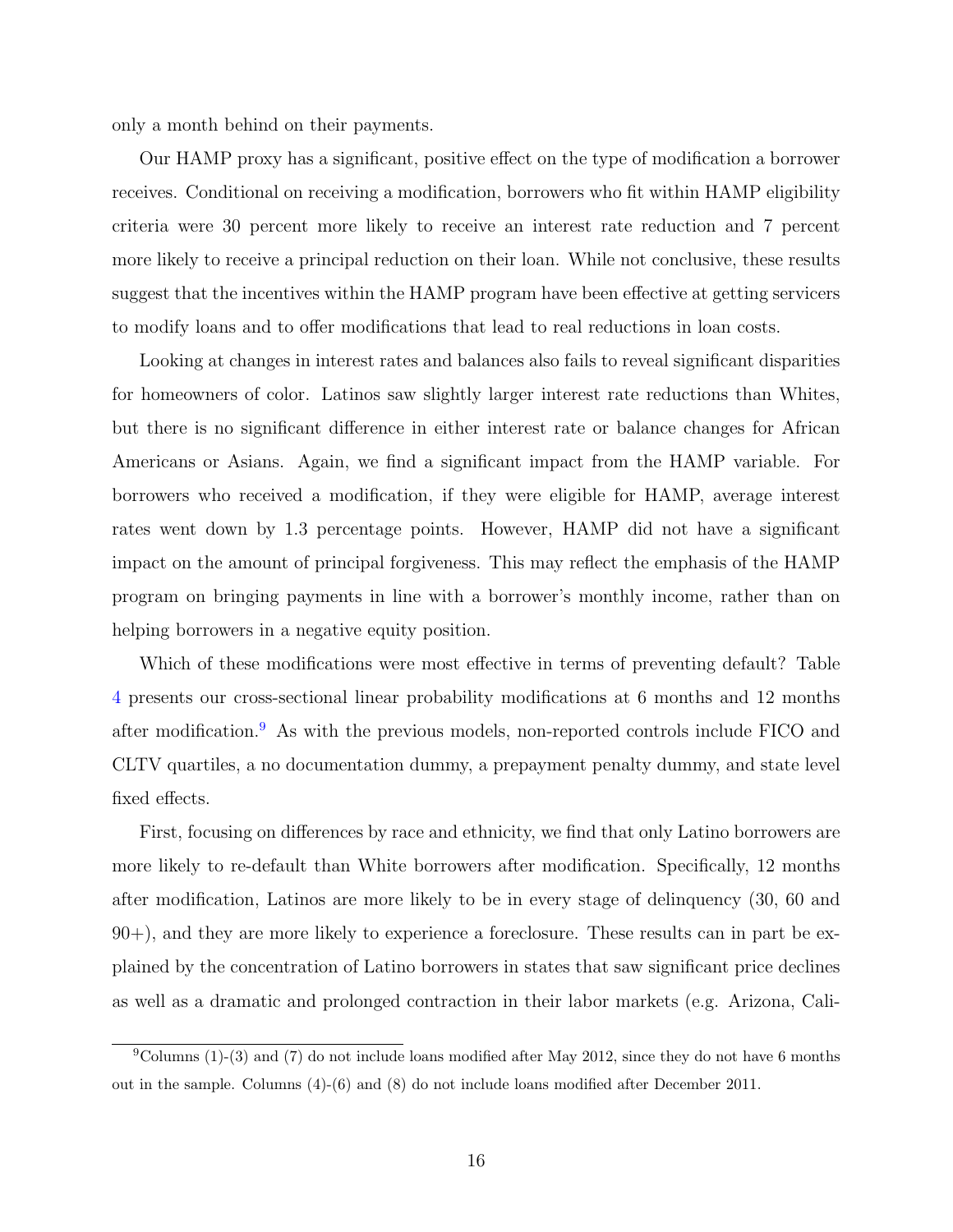only a month behind on their payments.

Our HAMP proxy has a significant, positive effect on the type of modification a borrower receives. Conditional on receiving a modification, borrowers who fit within HAMP eligibility criteria were 30 percent more likely to receive an interest rate reduction and 7 percent more likely to receive a principal reduction on their loan. While not conclusive, these results suggest that the incentives within the HAMP program have been effective at getting servicers to modify loans and to offer modifications that lead to real reductions in loan costs.

Looking at changes in interest rates and balances also fails to reveal significant disparities for homeowners of color. Latinos saw slightly larger interest rate reductions than Whites, but there is no significant difference in either interest rate or balance changes for African Americans or Asians. Again, we find a significant impact from the HAMP variable. For borrowers who received a modification, if they were eligible for HAMP, average interest rates went down by 1.3 percentage points. However, HAMP did not have a significant impact on the amount of principal forgiveness. This may reflect the emphasis of the HAMP program on bringing payments in line with a borrower's monthly income, rather than on helping borrowers in a negative equity position.

Which of these modifications were most effective in terms of preventing default? Table 4 presents our cross-sectional linear probability modifications at 6 months and 12 months after modification.[9] As with the previous models, non-reported controls include FICO and CLTV quartiles, a no documentation dummy, a prepayment penalty dummy, and state level fixed effects.

First, focusing on differences by race and ethnicity, we find that only Latino borrowers are more likely to re-default than White borrowers after modification. Specifically, 12 months after modification, Latinos are more likely to be in every stage of delinquency (30, 60 and 90+), and they are more likely to experience a foreclosure. These results can in part be explained by the concentration of Latino borrowers in states that saw significant price declines as well as a dramatic and prolonged contraction in their labor markets (e.g. Arizona, Cali-

[9] Columns (1)-(3) and (7) do not include loans modified after May 2012, since they do not have 6 months out in the sample. Columns (4)-(6) and (8) do not include loans modified after December 2011.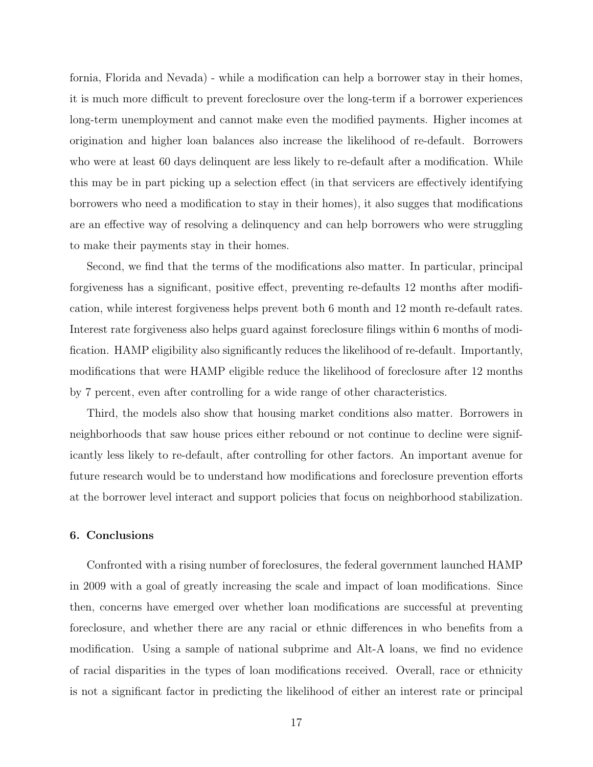fornia, Florida and Nevada) - while a modification can help a borrower stay in their homes, it is much more difficult to prevent foreclosure over the long-term if a borrower experiences long-term unemployment and cannot make even the modified payments. Higher incomes at origination and higher loan balances also increase the likelihood of re-default. Borrowers who were at least 60 days delinquent are less likely to re-default after a modification. While this may be in part picking up a selection effect (in that servicers are effectively identifying borrowers who need a modification to stay in their homes), it also sugges that modifications are an effective way of resolving a delinquency and can help borrowers who were struggling to make their payments stay in their homes.

Second, we find that the terms of the modifications also matter. In particular, principal forgiveness has a significant, positive effect, preventing re-defaults 12 months after modification, while interest forgiveness helps prevent both 6 month and 12 month re-default rates. Interest rate forgiveness also helps guard against foreclosure filings within 6 months of modification. HAMP eligibility also significantly reduces the likelihood of re-default. Importantly, modifications that were HAMP eligible reduce the likelihood of foreclosure after 12 months by 7 percent, even after controlling for a wide range of other characteristics.

Third, the models also show that housing market conditions also matter. Borrowers in neighborhoods that saw house prices either rebound or not continue to decline were significantly less likely to re-default, after controlling for other factors. An important avenue for future research would be to understand how modifications and foreclosure prevention efforts at the borrower level interact and support policies that focus on neighborhood stabilization.

### 6. Conclusions

Confronted with a rising number of foreclosures, the federal government launched HAMP in 2009 with a goal of greatly increasing the scale and impact of loan modifications. Since then, concerns have emerged over whether loan modifications are successful at preventing foreclosure, and whether there are any racial or ethnic differences in who benefits from a modification. Using a sample of national subprime and Alt-A loans, we find no evidence of racial disparities in the types of loan modifications received. Overall, race or ethnicity is not a significant factor in predicting the likelihood of either an interest rate or principal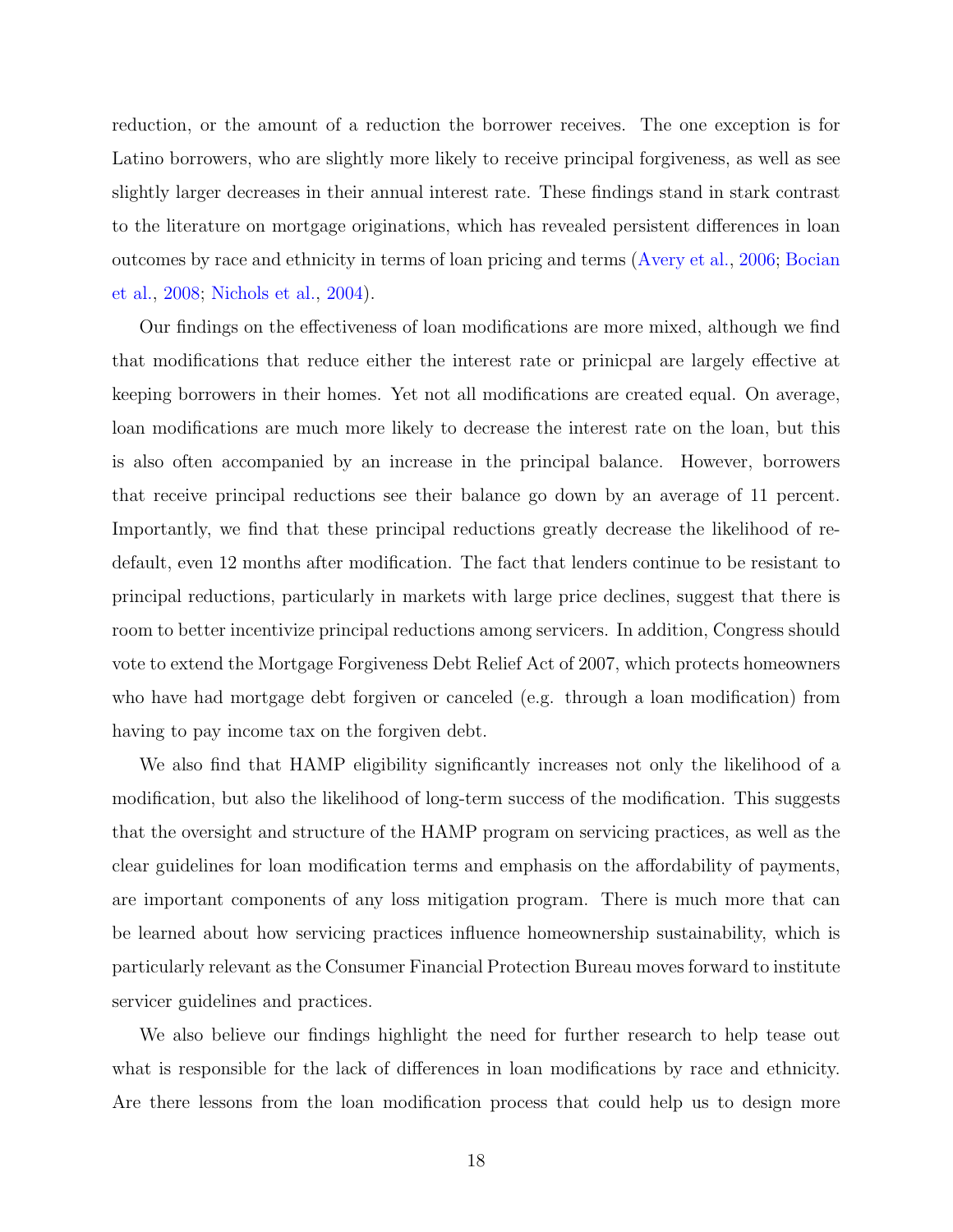reduction, or the amount of a reduction the borrower receives. The one exception is for Latino borrowers, who are slightly more likely to receive principal forgiveness, as well as see slightly larger decreases in their annual interest rate. These findings stand in stark contrast to the literature on mortgage originations, which has revealed persistent differences in loan outcomes by race and ethnicity in terms of loan pricing and terms (Avery et al., 2006; Bocian et al., 2008; Nichols et al., 2004).

Our findings on the effectiveness of loan modifications are more mixed, although we find that modifications that reduce either the interest rate or prinicpal are largely effective at keeping borrowers in their homes. Yet not all modifications are created equal. On average, loan modifications are much more likely to decrease the interest rate on the loan, but this is also often accompanied by an increase in the principal balance. However, borrowers that receive principal reductions see their balance go down by an average of 11 percent. Importantly, we find that these principal reductions greatly decrease the likelihood of re-default, even 12 months after modification. The fact that lenders continue to be resistant to principal reductions, particularly in markets with large price declines, suggest that there is room to better incentivize principal reductions among servicers. In addition, Congress should vote to extend the Mortgage Forgiveness Debt Relief Act of 2007, which protects homeowners who have had mortgage debt forgiven or canceled (e.g. through a loan modification) from having to pay income tax on the forgiven debt.

We also find that HAMP eligibility significantly increases not only the likelihood of a modification, but also the likelihood of long-term success of the modification. This suggests that the oversight and structure of the HAMP program on servicing practices, as well as the clear guidelines for loan modification terms and emphasis on the affordability of payments, are important components of any loss mitigation program. There is much more that can be learned about how servicing practices influence homeownership sustainability, which is particularly relevant as the Consumer Financial Protection Bureau moves forward to institute servicer guidelines and practices.

We also believe our findings highlight the need for further research to help tease out what is responsible for the lack of differences in loan modifications by race and ethnicity. Are there lessons from the loan modification process that could help us to design more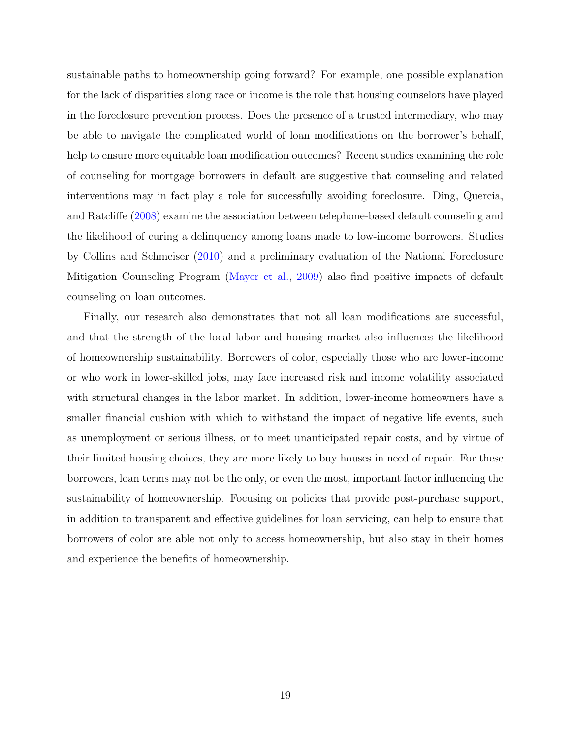sustainable paths to homeownership going forward? For example, one possible explanation for the lack of disparities along race or income is the role that housing counselors have played in the foreclosure prevention process. Does the presence of a trusted intermediary, who may be able to navigate the complicated world of loan modifications on the borrower's behalf, help to ensure more equitable loan modification outcomes? Recent studies examining the role of counseling for mortgage borrowers in default are suggestive that counseling and related interventions may in fact play a role for successfully avoiding foreclosure. Ding, Quercia, and Ratcliffe (2008) examine the association between telephone-based default counseling and the likelihood of curing a delinquency among loans made to low-income borrowers. Studies by Collins and Schmeiser (2010) and a preliminary evaluation of the National Foreclosure Mitigation Counseling Program (Mayer et al., 2009) also find positive impacts of default counseling on loan outcomes.

Finally, our research also demonstrates that not all loan modifications are successful, and that the strength of the local labor and housing market also influences the likelihood of homeownership sustainability. Borrowers of color, especially those who are lower-income or who work in lower-skilled jobs, may face increased risk and income volatility associated with structural changes in the labor market. In addition, lower-income homeowners have a smaller financial cushion with which to withstand the impact of negative life events, such as unemployment or serious illness, or to meet unanticipated repair costs, and by virtue of their limited housing choices, they are more likely to buy houses in need of repair. For these borrowers, loan terms may not be the only, or even the most, important factor influencing the sustainability of homeownership. Focusing on policies that provide post-purchase support, in addition to transparent and effective guidelines for loan servicing, can help to ensure that borrowers of color are able not only to access homeownership, but also stay in their homes and experience the benefits of homeownership.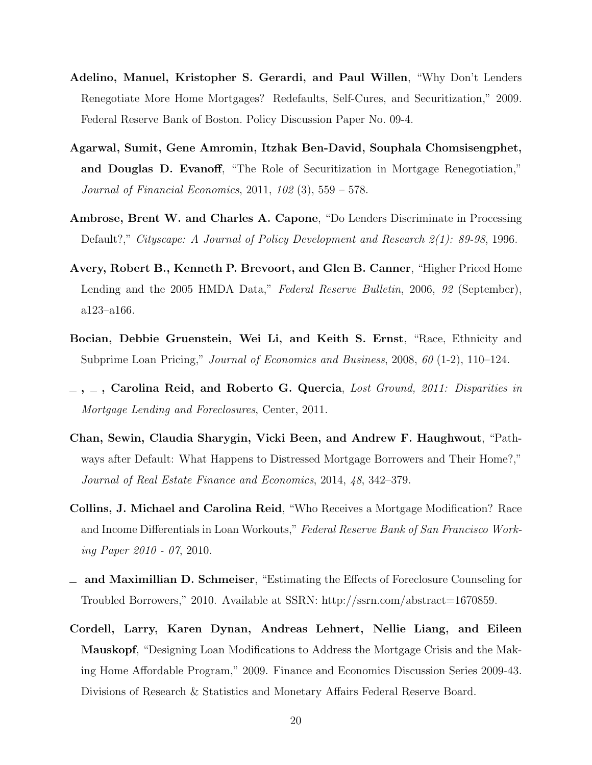**Adelino, Manuel, Kristopher S. Gerardi, and Paul Willen**, "Why Don't Lenders Renegotiate More Home Mortgages? Redefaults, Self-Cures, and Securitization," 2009. Federal Reserve Bank of Boston. Policy Discussion Paper No. 09-4.

**Agarwal, Sumit, Gene Amromin, Itzhak Ben-David, Souphala Chomsisengphet, and Douglas D. Evanoff**, "The Role of Securitization in Mortgage Renegotiation," *Journal of Financial Economics*, 2011, *102* (3), 559 – 578.

**Ambrose, Brent W. and Charles A. Capone**, "Do Lenders Discriminate in Processing Default?," *Cityscape: A Journal of Policy Development and Research 2(1): 89-98*, 1996.

**Avery, Robert B., Kenneth P. Brevoort, and Glen B. Canner**, "Higher Priced Home Lending and the 2005 HMDA Data," *Federal Reserve Bulletin*, 2006, *92* (September), a123–a166.

**Bocian, Debbie Gruenstein, Wei Li, and Keith S. Ernst**, "Race, Ethnicity and Subprime Loan Pricing," *Journal of Economics and Business*, 2008, *60* (1-2), 110–124.

**_ , _ , Carolina Reid, and Roberto G. Quercia**, *Lost Ground, 2011: Disparities in Mortgage Lending and Foreclosures*, Center, 2011.

**Chan, Sewin, Claudia Sharygin, Vicki Been, and Andrew F. Haughwout**, "Pathways after Default: What Happens to Distressed Mortgage Borrowers and Their Home?," *Journal of Real Estate Finance and Economics*, 2014, *48*, 342–379.

**Collins, J. Michael and Carolina Reid**, "Who Receives a Mortgage Modification? Race and Income Differentials in Loan Workouts," *Federal Reserve Bank of San Francisco Working Paper 2010 - 07*, 2010.

**_ and Maximillian D. Schmeiser**, "Estimating the Effects of Foreclosure Counseling for Troubled Borrowers," 2010. Available at SSRN: http://ssrn.com/abstract=1670859.

**Cordell, Larry, Karen Dynan, Andreas Lehnert, Nellie Liang, and Eileen Mauskopf**, "Designing Loan Modifications to Address the Mortgage Crisis and the Making Home Affordable Program," 2009. Finance and Economics Discussion Series 2009-43. Divisions of Research & Statistics and Monetary Affairs Federal Reserve Board.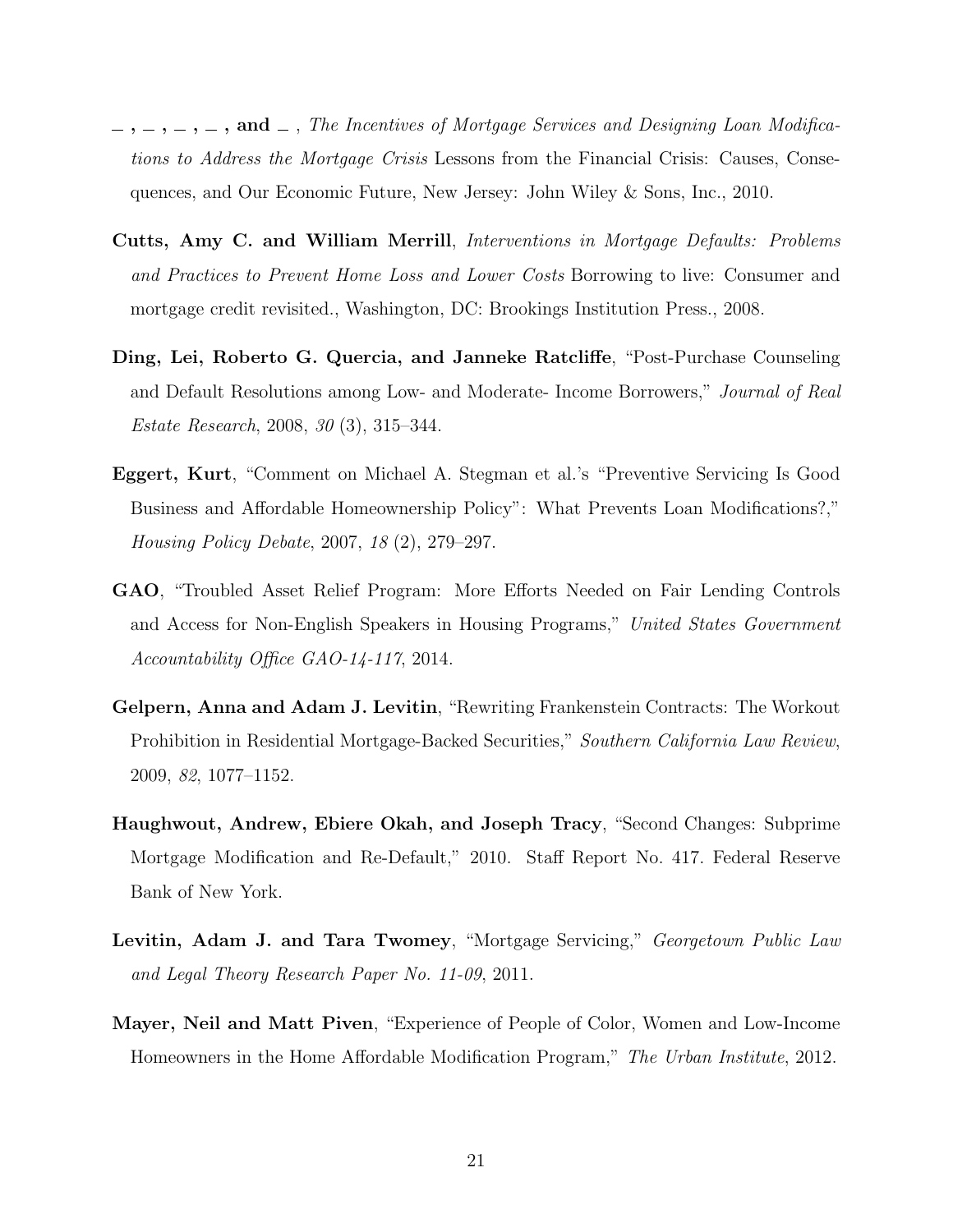**_ , _ , _ , _ , and _** , *The Incentives of Mortgage Services and Designing Loan Modifications to Address the Mortgage Crisis* Lessons from the Financial Crisis: Causes, Consequences, and Our Economic Future, New Jersey: John Wiley & Sons, Inc., 2010.

**Cutts, Amy C. and William Merrill**, *Interventions in Mortgage Defaults: Problems and Practices to Prevent Home Loss and Lower Costs* Borrowing to live: Consumer and mortgage credit revisited., Washington, DC: Brookings Institution Press., 2008.

**Ding, Lei, Roberto G. Quercia, and Janneke Ratcliffe**, "Post-Purchase Counseling and Default Resolutions among Low- and Moderate- Income Borrowers," *Journal of Real Estate Research*, 2008, *30* (3), 315–344.

**Eggert, Kurt**, "Comment on Michael A. Stegman et al.'s "Preventive Servicing Is Good Business and Affordable Homeownership Policy": What Prevents Loan Modifications?," *Housing Policy Debate*, 2007, *18* (2), 279–297.

**GAO**, "Troubled Asset Relief Program: More Efforts Needed on Fair Lending Controls and Access for Non-English Speakers in Housing Programs," *United States Government Accountability Office GAO-14-117*, 2014.

**Gelpern, Anna and Adam J. Levitin**, "Rewriting Frankenstein Contracts: The Workout Prohibition in Residential Mortgage-Backed Securities," *Southern California Law Review*, 2009, *82*, 1077–1152.

**Haughwout, Andrew, Ebiere Okah, and Joseph Tracy**, "Second Changes: Subprime Mortgage Modification and Re-Default," 2010. Staff Report No. 417. Federal Reserve Bank of New York.

**Levitin, Adam J. and Tara Twomey**, "Mortgage Servicing," *Georgetown Public Law and Legal Theory Research Paper No. 11-09*, 2011.

**Mayer, Neil and Matt Piven**, "Experience of People of Color, Women and Low-Income Homeowners in the Home Affordable Modification Program," *The Urban Institute*, 2012.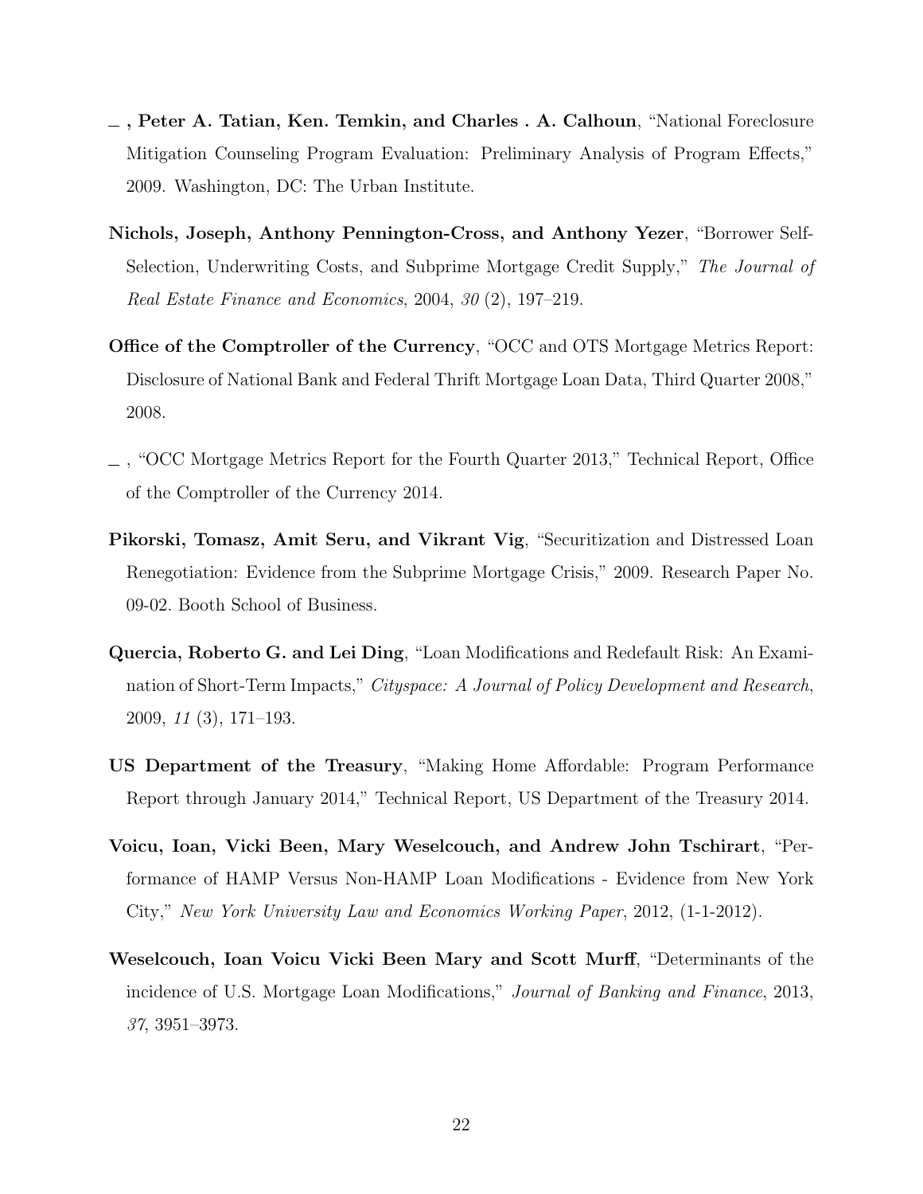_ , **Peter A. Tatian, Ken. Temkin, and Charles . A. Calhoun**, "National Foreclosure Mitigation Counseling Program Evaluation: Preliminary Analysis of Program Effects," 2009. Washington, DC: The Urban Institute.

**Nichols, Joseph, Anthony Pennington-Cross, and Anthony Yezer**, "Borrower Self-Selection, Underwriting Costs, and Subprime Mortgage Credit Supply," *The Journal of Real Estate Finance and Economics*, 2004, *30* (2), 197–219.

**Office of the Comptroller of the Currency**, "OCC and OTS Mortgage Metrics Report: Disclosure of National Bank and Federal Thrift Mortgage Loan Data, Third Quarter 2008," 2008.

_ , "OCC Mortgage Metrics Report for the Fourth Quarter 2013," Technical Report, Office of the Comptroller of the Currency 2014.

**Pikorski, Tomasz, Amit Seru, and Vikrant Vig**, "Securitization and Distressed Loan Renegotiation: Evidence from the Subprime Mortgage Crisis," 2009. Research Paper No. 09-02. Booth School of Business.

**Quercia, Roberto G. and Lei Ding**, "Loan Modifications and Redefault Risk: An Examination of Short-Term Impacts," *Cityspace: A Journal of Policy Development and Research*, 2009, *11* (3), 171–193.

**US Department of the Treasury**, "Making Home Affordable: Program Performance Report through January 2014," Technical Report, US Department of the Treasury 2014.

**Voicu, Ioan, Vicki Been, Mary Weselcouch, and Andrew John Tschirart**, "Performance of HAMP Versus Non-HAMP Loan Modifications - Evidence from New York City," *New York University Law and Economics Working Paper*, 2012, (1-1-2012).

**Weselcouch, Ioan Voicu Vicki Been Mary and Scott Murff**, "Determinants of the incidence of U.S. Mortgage Loan Modifications," *Journal of Banking and Finance*, 2013, *37*, 3951–3973.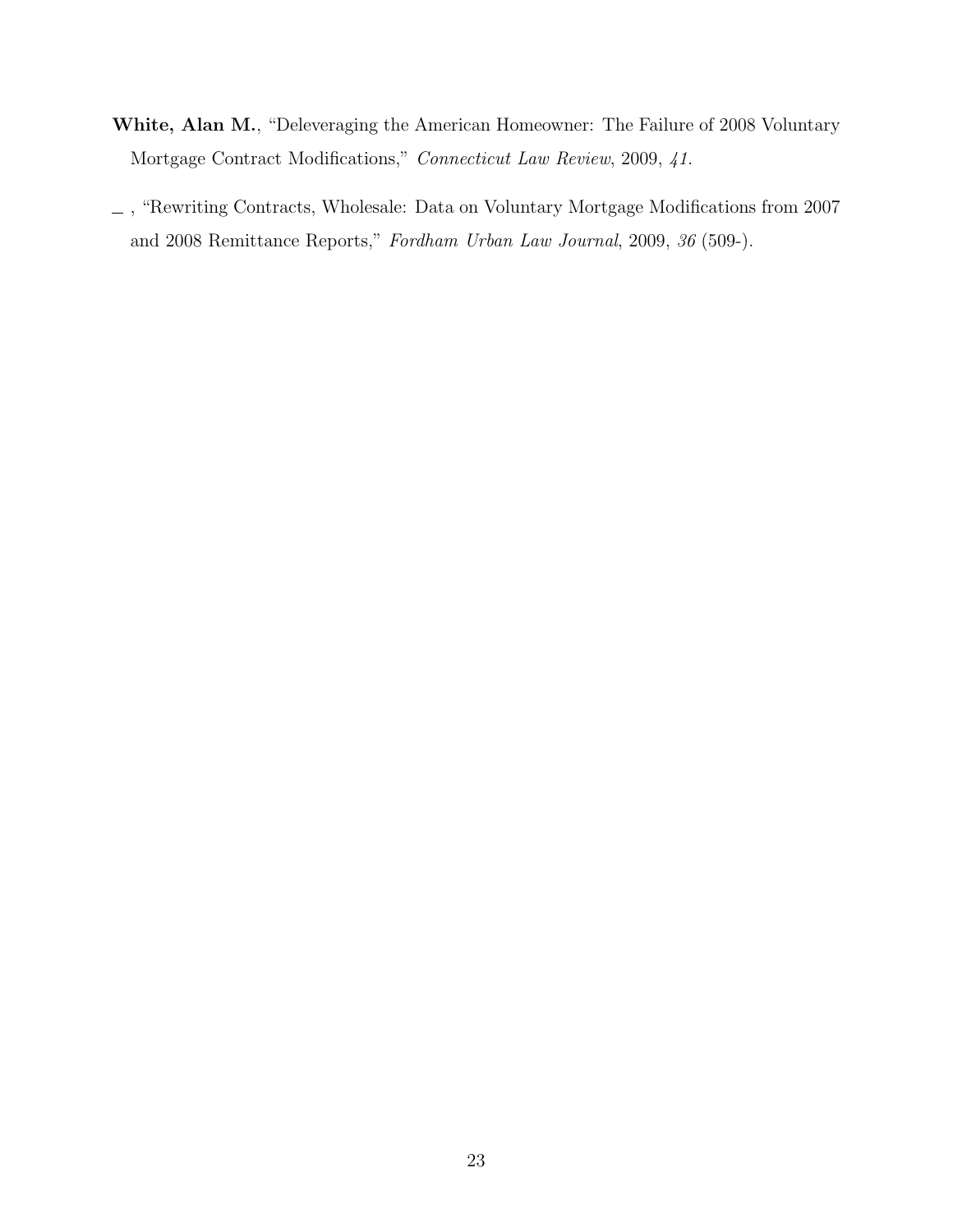**White, Alan M.**, "Deleveraging the American Homeowner: The Failure of 2008 Voluntary Mortgage Contract Modifications," *Connecticut Law Review*, 2009, *41.*

_ , "Rewriting Contracts, Wholesale: Data on Voluntary Mortgage Modifications from 2007 and 2008 Remittance Reports," *Fordham Urban Law Journal*, 2009, *36* (509-).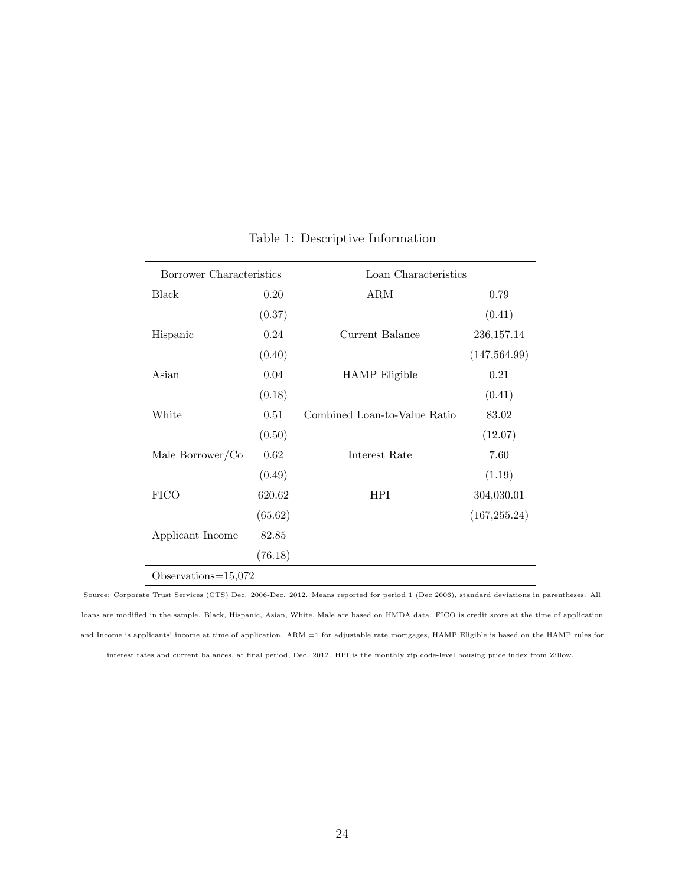Table 1: Descriptive Information

| Borrower Characteristics | | Loan Characteristics | |
|---|---|---|---|
| Black | 0.20 | ARM | 0.79 |
| | (0.37) | | (0.41) |
| Hispanic | 0.24 | Current Balance | 236,157.14 |
| | (0.40) | | (147,564.99) |
| Asian | 0.04 | HAMP Eligible | 0.21 |
| | (0.18) | | (0.41) |
| White | 0.51 | Combined Loan-to-Value Ratio | 83.02 |
| | (0.50) | | (12.07) |
| Male Borrower/Co | 0.62 | Interest Rate | 7.60 |
| | (0.49) | | (1.19) |
| FICO | 620.62 | HPI | 304,030.01 |
| | (65.62) | | (167,255.24) |
| Applicant Income | 82.85 | | |
| | (76.18) | | |
| Observations=15,072 | | | |

Source: Corporate Trust Services (CTS) Dec. 2006-Dec. 2012. Means reported for period 1 (Dec 2006), standard deviations in parentheses. All loans are modified in the sample. Black, Hispanic, Asian, White, Male are based on HMDA data. FICO is credit score at the time of application and Income is applicants' income at time of application. ARM =1 for adjustable rate mortgages, HAMP Eligible is based on the HAMP rules for interest rates and current balances, at final period, Dec. 2012. HPI is the monthly zip code-level housing price index from Zillow.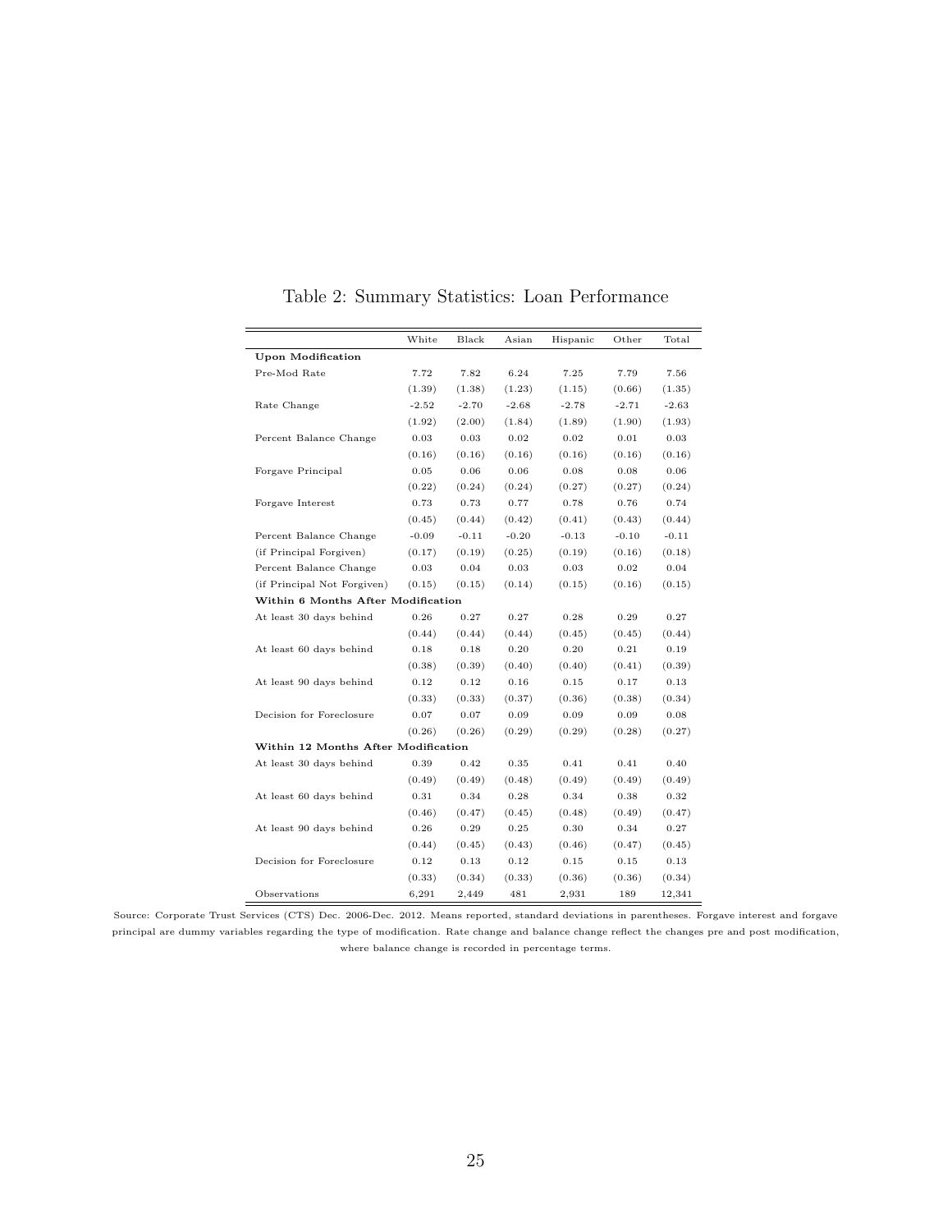## Table 2: Summary Statistics: Loan Performance

| | White | Black | Asian | Hispanic | Other | Total |
|---|---|---|---|---|---|---|
| **Upon Modification** | | | | | | |
| Pre-Mod Rate | 7.72 | 7.82 | 6.24 | 7.25 | 7.79 | 7.56 |
| | (1.39) | (1.38) | (1.23) | (1.15) | (0.66) | (1.35) |
| Rate Change | -2.52 | -2.70 | -2.68 | -2.78 | -2.71 | -2.63 |
| | (1.92) | (2.00) | (1.84) | (1.89) | (1.90) | (1.93) |
| Percent Balance Change | 0.03 | 0.03 | 0.02 | 0.02 | 0.01 | 0.03 |
| | (0.16) | (0.16) | (0.16) | (0.16) | (0.16) | (0.16) |
| Forgave Principal | 0.05 | 0.06 | 0.06 | 0.08 | 0.08 | 0.06 |
| | (0.22) | (0.24) | (0.24) | (0.27) | (0.27) | (0.24) |
| Forgave Interest | 0.73 | 0.73 | 0.77 | 0.78 | 0.76 | 0.74 |
| | (0.45) | (0.44) | (0.42) | (0.41) | (0.43) | (0.44) |
| Percent Balance Change | -0.09 | -0.11 | -0.20 | -0.13 | -0.10 | -0.11 |
| (if Principal Forgiven) | (0.17) | (0.19) | (0.25) | (0.19) | (0.16) | (0.18) |
| Percent Balance Change | 0.03 | 0.04 | 0.03 | 0.03 | 0.02 | 0.04 |
| (if Principal Not Forgiven) | (0.15) | (0.15) | (0.14) | (0.15) | (0.16) | (0.15) |
| **Within 6 Months After Modification** | | | | | | |
| At least 30 days behind | 0.26 | 0.27 | 0.27 | 0.28 | 0.29 | 0.27 |
| | (0.44) | (0.44) | (0.44) | (0.45) | (0.45) | (0.44) |
| At least 60 days behind | 0.18 | 0.18 | 0.20 | 0.20 | 0.21 | 0.19 |
| | (0.38) | (0.39) | (0.40) | (0.40) | (0.41) | (0.39) |
| At least 90 days behind | 0.12 | 0.12 | 0.16 | 0.15 | 0.17 | 0.13 |
| | (0.33) | (0.33) | (0.37) | (0.36) | (0.38) | (0.34) |
| Decision for Foreclosure | 0.07 | 0.07 | 0.09 | 0.09 | 0.09 | 0.08 |
| | (0.26) | (0.26) | (0.29) | (0.29) | (0.28) | (0.27) |
| **Within 12 Months After Modification** | | | | | | |
| At least 30 days behind | 0.39 | 0.42 | 0.35 | 0.41 | 0.41 | 0.40 |
| | (0.49) | (0.49) | (0.48) | (0.49) | (0.49) | (0.49) |
| At least 60 days behind | 0.31 | 0.34 | 0.28 | 0.34 | 0.38 | 0.32 |
| | (0.46) | (0.47) | (0.45) | (0.48) | (0.49) | (0.47) |
| At least 90 days behind | 0.26 | 0.29 | 0.25 | 0.30 | 0.34 | 0.27 |
| | (0.44) | (0.45) | (0.43) | (0.46) | (0.47) | (0.45) |
| Decision for Foreclosure | 0.12 | 0.13 | 0.12 | 0.15 | 0.15 | 0.13 |
| | (0.33) | (0.34) | (0.33) | (0.36) | (0.36) | (0.34) |
| Observations | 6,291 | 2,449 | 481 | 2,931 | 189 | 12,341 |

Source: Corporate Trust Services (CTS) Dec. 2006-Dec. 2012. Means reported, standard deviations in parentheses. Forgave interest and forgave principal are dummy variables regarding the type of modification. Rate change and balance change reflect the changes pre and post modification, where balance change is recorded in percentage terms.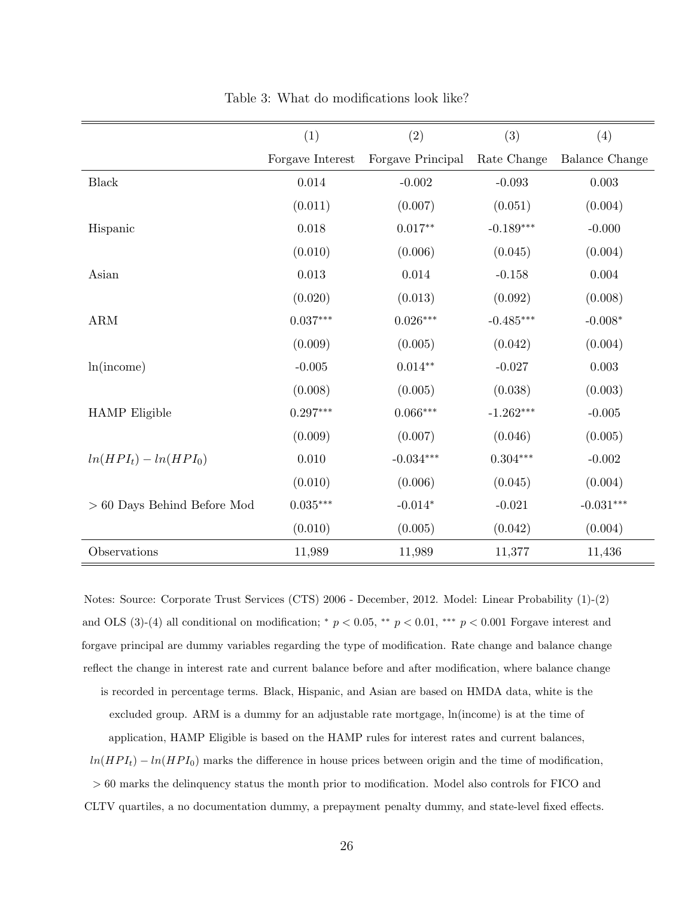Table 3: What do modifications look like?

| | (1) | (2) | (3) | (4) |
|---|---|---|---|---|
| | Forgave Interest | Forgave Principal | Rate Change | Balance Change |
| Black | 0.014 | -0.002 | -0.093 | 0.003 |
| | (0.011) | (0.007) | (0.051) | (0.004) |
| Hispanic | 0.018 | $0.017^{**}$ | $-0.189^{***}$ | -0.000 |
| | (0.010) | (0.006) | (0.045) | (0.004) |
| Asian | 0.013 | 0.014 | -0.158 | 0.004 |
| | (0.020) | (0.013) | (0.092) | (0.008) |
| ARM | $0.037^{***}$ | $0.026^{***}$ | $-0.485^{***}$ | $-0.008^{*}$ |
| | (0.009) | (0.005) | (0.042) | (0.004) |
| ln(income) | -0.005 | $0.014^{**}$ | -0.027 | 0.003 |
| | (0.008) | (0.005) | (0.038) | (0.003) |
| HAMP Eligible | $0.297^{***}$ | $0.066^{***}$ | $-1.262^{***}$ | -0.005 |
| | (0.009) | (0.007) | (0.046) | (0.005) |
| $ln(HPI_t) - ln(HPI_0)$ | 0.010 | $-0.034^{***}$ | $0.304^{***}$ | -0.002 |
| | (0.010) | (0.006) | (0.045) | (0.004) |
| $>$ 60 Days Behind Before Mod | $0.035^{***}$ | $-0.014^{*}$ | -0.021 | $-0.031^{***}$ |
| | (0.010) | (0.005) | (0.042) | (0.004) |
| Observations | 11,989 | 11,989 | 11,377 | 11,436 |

Notes: Source: Corporate Trust Services (CTS) 2006 - December, 2012. Model: Linear Probability (1)-(2) and OLS (3)-(4) all conditional on modification; $^{*}$ $p < 0.05$, $^{**}$ $p < 0.01$, $^{***}$ $p < 0.001$ Forgave interest and forgave principal are dummy variables regarding the type of modification. Rate change and balance change reflect the change in interest rate and current balance before and after modification, where balance change is recorded in percentage terms. Black, Hispanic, and Asian are based on HMDA data, white is the excluded group. ARM is a dummy for an adjustable rate mortgage, ln(income) is at the time of application, HAMP Eligible is based on the HAMP rules for interest rates and current balances, $ln(HPI_t) - ln(HPI_0)$ marks the difference in house prices between origin and the time of modification, $> 60$ marks the delinquency status the month prior to modification. Model also controls for FICO and CLTV quartiles, a no documentation dummy, a prepayment penalty dummy, and state-level fixed effects.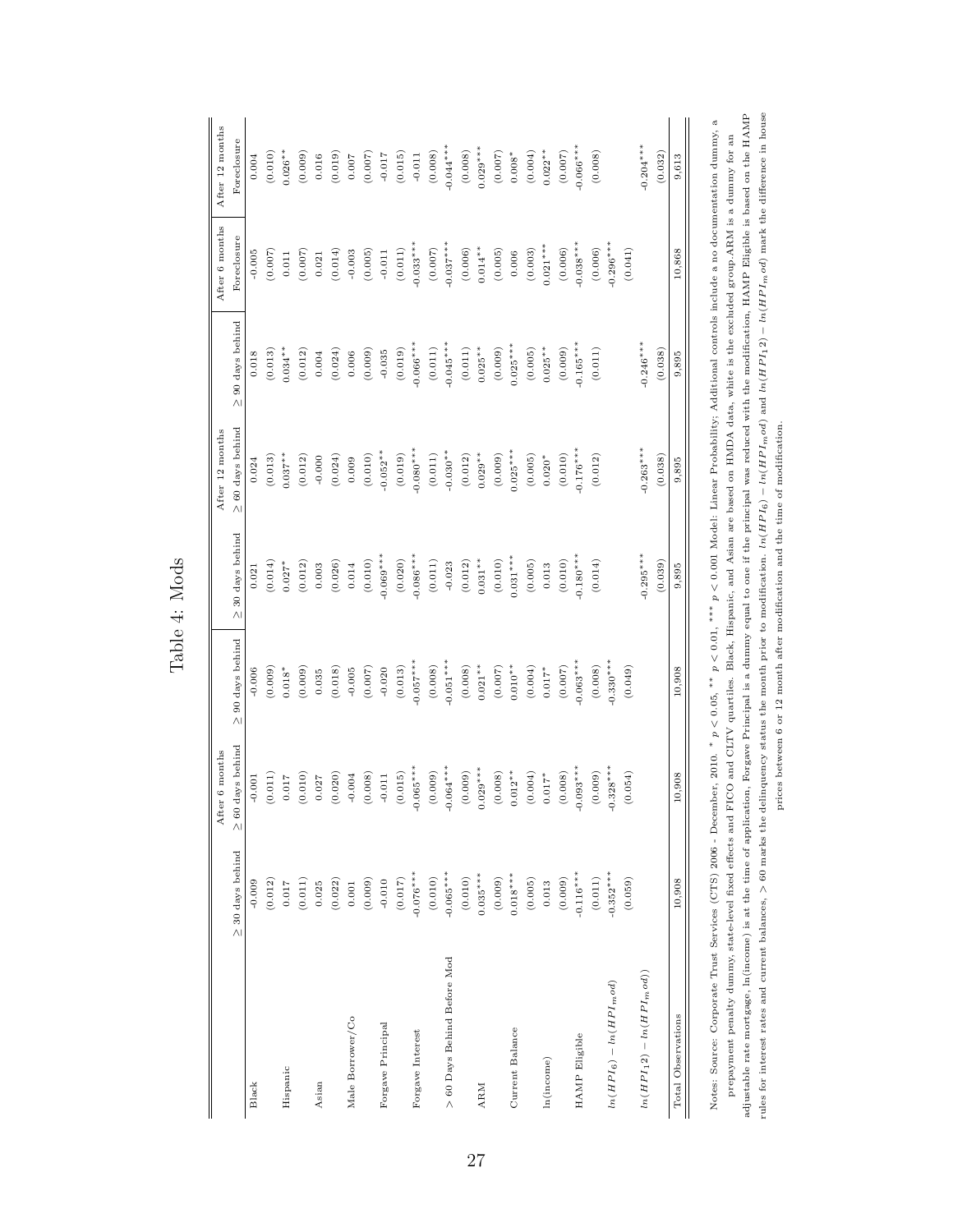# Table 4: Mods

| | After 6 months | | | After 12 months | | | After 6 months | After 12 months |
|---|---|---|---|---|---|---|---|---|
| | ≥ 30 days behind | ≥ 60 days behind | ≥ 90 days behind | ≥ 30 days behind | ≥ 60 days behind | ≥ 90 days behind | Foreclosure | Foreclosure |
| Black | -0.009 | -0.001 | -0.006 | 0.021 | 0.024 | 0.018 | -0.005 | 0.004 |
| | (0.012) | (0.011) | (0.009) | (0.014) | (0.013) | (0.013) | (0.007) | (0.010) |
| Hispanic | 0.017 | 0.017 | 0.018* | 0.027* | 0.037** | 0.034** | 0.011 | 0.026** |
| | (0.011) | (0.010) | (0.009) | (0.012) | (0.012) | (0.012) | (0.007) | (0.009) |
| Asian | 0.025 | 0.027 | 0.035 | 0.003 | -0.000 | 0.004 | 0.021 | 0.016 |
| | (0.022) | (0.020) | (0.018) | (0.026) | (0.024) | (0.024) | (0.014) | (0.019) |
| Male Borrower/Co | 0.001 | -0.004 | -0.005 | 0.014 | 0.009 | 0.006 | -0.003 | 0.007 |
| | (0.009) | (0.008) | (0.007) | (0.010) | (0.010) | (0.009) | (0.005) | (0.007) |
| Forgave Principal | -0.010 | -0.011 | -0.020 | -0.069*** | -0.052** | -0.035 | -0.011 | -0.017 |
| | (0.017) | (0.015) | (0.013) | (0.020) | (0.019) | (0.019) | (0.011) | (0.015) |
| Forgave Interest | -0.076*** | -0.065*** | -0.057*** | -0.086*** | -0.080*** | -0.066*** | -0.033*** | -0.011 |
| | (0.010) | (0.009) | (0.008) | (0.011) | (0.011) | (0.011) | (0.007) | (0.008) |
| > 60 Days Behind Before Mod | -0.065*** | -0.064*** | -0.051*** | -0.023 | -0.030** | -0.045*** | -0.037*** | -0.044*** |
| | (0.010) | (0.009) | (0.008) | (0.012) | (0.012) | (0.011) | (0.006) | (0.008) |
| ARM | 0.035*** | 0.029*** | 0.021** | 0.031** | 0.029** | 0.025** | 0.014** | 0.029*** |
| | (0.009) | (0.008) | (0.007) | (0.010) | (0.009) | (0.009) | (0.005) | (0.007) |
| Current Balance | 0.018*** | 0.012** | 0.010** | 0.031*** | 0.025*** | 0.025*** | 0.006 | 0.008* |
| | (0.005) | (0.004) | (0.004) | (0.005) | (0.005) | (0.005) | (0.003) | (0.004) |
| ln(income) | 0.013 | 0.017* | 0.017* | 0.013 | 0.020* | 0.025** | 0.021*** | 0.022** |
| | (0.009) | (0.008) | (0.007) | (0.010) | (0.010) | (0.009) | (0.006) | (0.007) |
| HAMP Eligible | -0.116*** | -0.093*** | -0.063*** | -0.180*** | -0.176*** | -0.165*** | -0.038*** | -0.066*** |
| | (0.011) | (0.009) | (0.008) | (0.014) | (0.012) | (0.011) | (0.006) | (0.008) |
| $ln(HPI_6) - ln(HPI_mod)$ | -0.352*** | -0.328*** | -0.330*** | | | | -0.296*** | |
| | (0.059) | (0.054) | (0.049) | | | | (0.041) | |
| $ln(HPI_12) - ln(HPI_mod))$ | | | | -0.295*** | -0.263*** | -0.246*** | | -0.204*** |
| | | | | (0.039) | (0.038) | (0.038) | | (0.032) |
| Total Observations | 10,908 | 10,908 | 10,908 | 9,895 | 9,895 | 9,895 | 10,868 | 9,613 |

Notes: Source: Corporate Trust Services (CTS) 2006 - December, 2010. * $p < 0.05$, ** $p < 0.01$, *** $p < 0.001$ Model: Linear Probability; Additional controls include a no documentation dummy, a prepayment penalty dummy, state-level fixed effects and FICO and CLTV quartiles. Black, Hispanic, and Asian are based on HMDA data, white is the excluded group.ARM is a dummy for an adjustable rate mortgage, ln(income) is at the time of application, Forgave Principal is a dummy equal to one if the principal was reduced with the modification, HAMP Eligible is based on the HAMP rules for interest rates and current balances, > 60 marks the delinquency status the month prior to modification. $ln(HPI_6) - ln(HPI_mod)$ and $ln(HPI_12) - ln(HPI_mod)$ mark the difference in house prices between 6 or 12 month after modification and the time of modification.